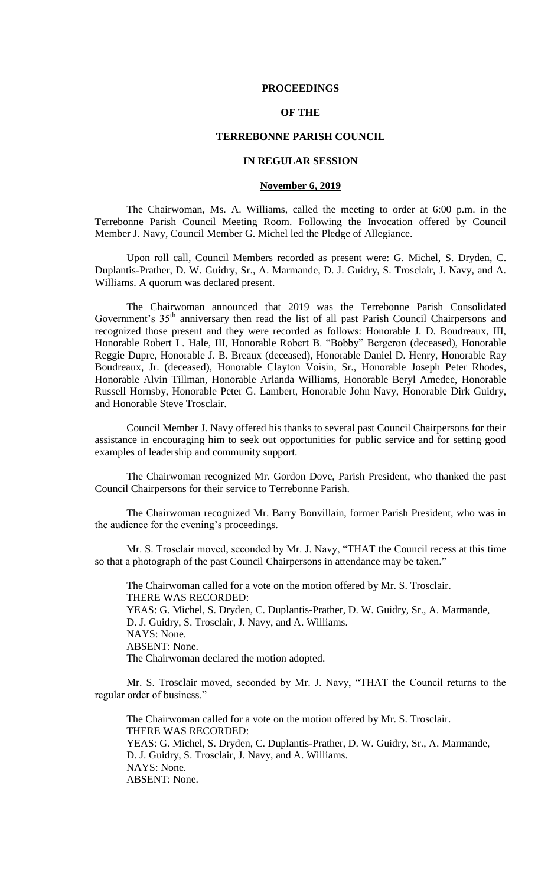# PROCEEDINGS

# OF THE

# TERREBONNE PARISH COUNCIL

# IN REGULAR SESSION

## November 6, 2019

The Chairwoman, Ms. A. Williams, called the meeting to order at 6:00 p.m. in the Terrebonne Parish Council Meeting Room. Following the Invocation offered by Council Member J. Navy, Council Member G. Michel led the Pledge of Allegiance.

Upon roll call, Council Members recorded as present were: G. Michel, S. Dryden, C. Duplantis-Prather, D. W. Guidry, Sr., A. Marmande, D. J. Guidry, S. Trosclair, J. Navy, and A. Williams. A quorum was declared present.

The Chairwoman announced that 2019 was the Terrebonne Parish Consolidated Government's 35th anniversary then read the list of all past Parish Council Chairpersons and recognized those present and they were recorded as follows: Honorable J. D. Boudreaux, III, Honorable Robert L. Hale, III, Honorable Robert B. "Bobby" Bergeron (deceased), Honorable Reggie Dupre, Honorable J. B. Breaux (deceased), Honorable Daniel D. Henry, Honorable Ray Boudreaux, Jr. (deceased), Honorable Clayton Voisin, Sr., Honorable Joseph Peter Rhodes, Honorable Alvin Tillman, Honorable Arlanda Williams, Honorable Beryl Amedee, Honorable Russell Hornsby, Honorable Peter G. Lambert, Honorable John Navy, Honorable Dirk Guidry, and Honorable Steve Trosclair.

Council Member J. Navy offered his thanks to several past Council Chairpersons for their assistance in encouraging him to seek out opportunities for public service and for setting good examples of leadership and community support.

The Chairwoman recognized Mr. Gordon Dove, Parish President, who thanked the past Council Chairpersons for their service to Terrebonne Parish.

The Chairwoman recognized Mr. Barry Bonvillain, former Parish President, who was in the audience for the evening's proceedings.

Mr. S. Trosclair moved, seconded by Mr. J. Navy, "THAT the Council recess at this time so that a photograph of the past Council Chairpersons in attendance may be taken."

The Chairwoman called for a vote on the motion offered by Mr. S. Trosclair.
THERE WAS RECORDED:
YEAS: G. Michel, S. Dryden, C. Duplantis-Prather, D. W. Guidry, Sr., A. Marmande, D. J. Guidry, S. Trosclair, J. Navy, and A. Williams.
NAYS: None.
ABSENT: None.
The Chairwoman declared the motion adopted.

Mr. S. Trosclair moved, seconded by Mr. J. Navy, "THAT the Council returns to the regular order of business."

The Chairwoman called for a vote on the motion offered by Mr. S. Trosclair.
THERE WAS RECORDED:
YEAS: G. Michel, S. Dryden, C. Duplantis-Prather, D. W. Guidry, Sr., A. Marmande, D. J. Guidry, S. Trosclair, J. Navy, and A. Williams.
NAYS: None.
ABSENT: None.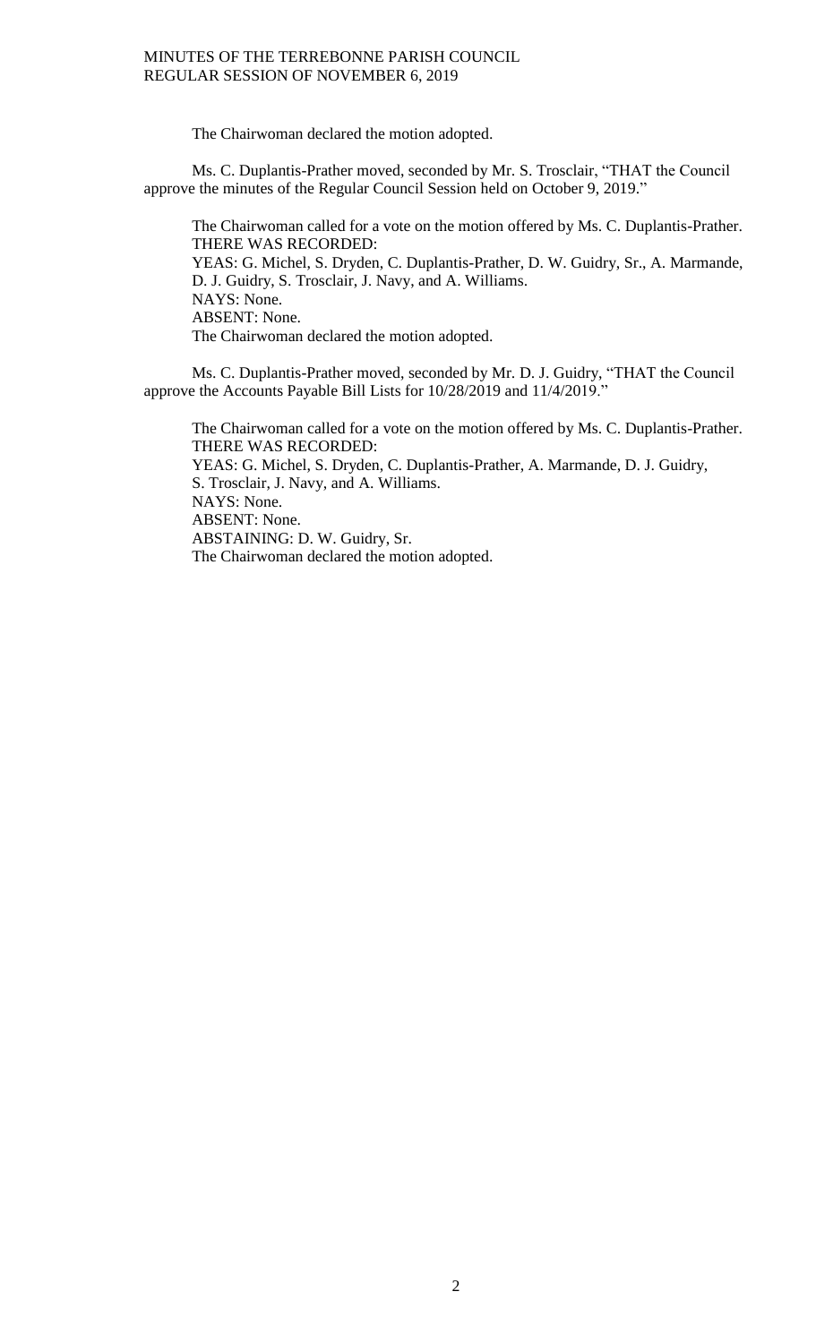The Chairwoman declared the motion adopted.

Ms. C. Duplantis-Prather moved, seconded by Mr. S. Trosclair, "THAT the Council approve the minutes of the Regular Council Session held on October 9, 2019."

The Chairwoman called for a vote on the motion offered by Ms. C. Duplantis-Prather. THERE WAS RECORDED:
YEAS: G. Michel, S. Dryden, C. Duplantis-Prather, D. W. Guidry, Sr., A. Marmande, D. J. Guidry, S. Trosclair, J. Navy, and A. Williams.
NAYS: None.
ABSENT: None.
The Chairwoman declared the motion adopted.

Ms. C. Duplantis-Prather moved, seconded by Mr. D. J. Guidry, "THAT the Council approve the Accounts Payable Bill Lists for 10/28/2019 and 11/4/2019."

The Chairwoman called for a vote on the motion offered by Ms. C. Duplantis-Prather. THERE WAS RECORDED:
YEAS: G. Michel, S. Dryden, C. Duplantis-Prather, A. Marmande, D. J. Guidry, S. Trosclair, J. Navy, and A. Williams.
NAYS: None.
ABSENT: None.
ABSTAINING: D. W. Guidry, Sr.
The Chairwoman declared the motion adopted.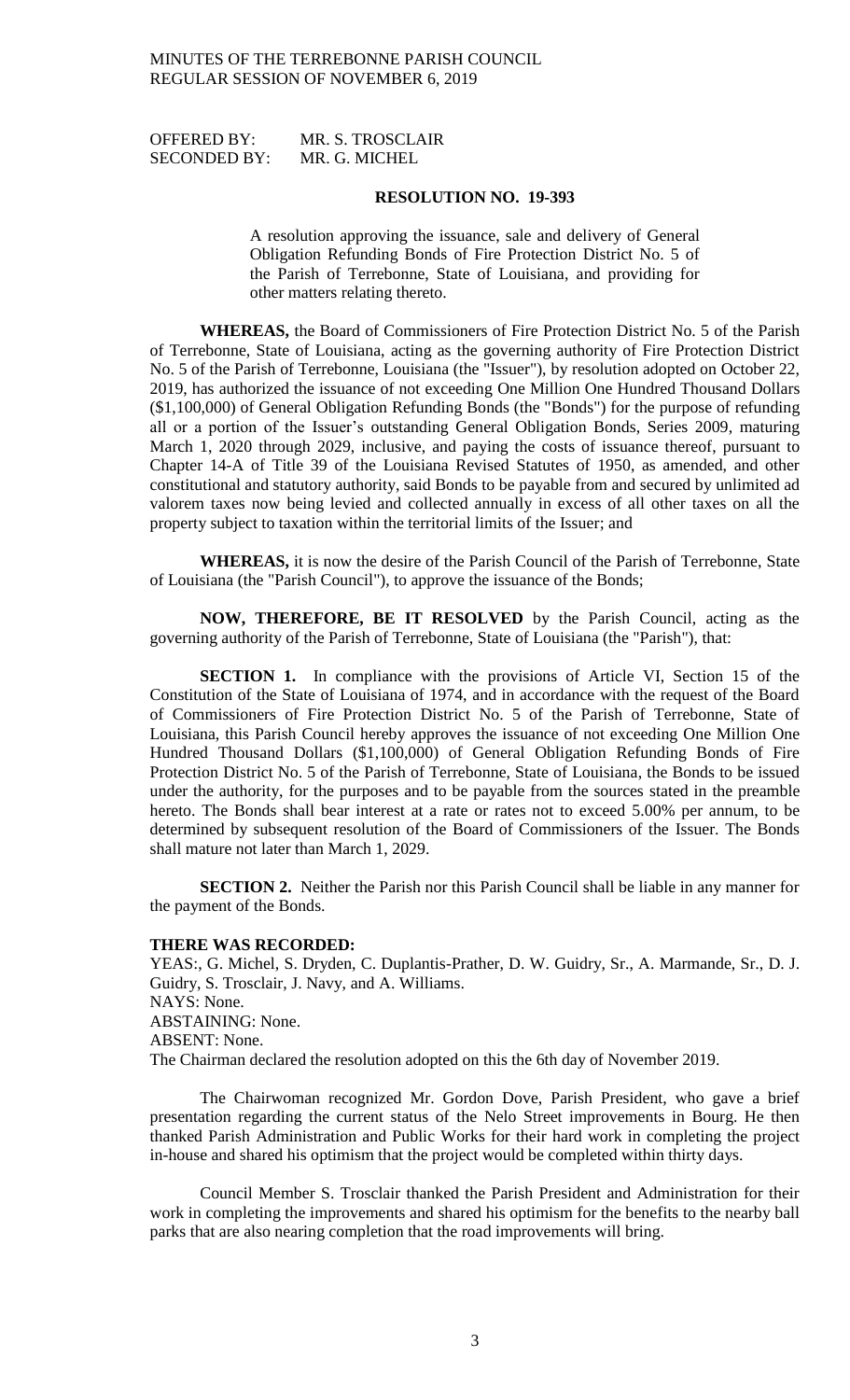OFFERED BY: MR. S. TROSCLAIR
SECONDED BY: MR. G. MICHEL

**RESOLUTION NO. 19-393**

A resolution approving the issuance, sale and delivery of General Obligation Refunding Bonds of Fire Protection District No. 5 of the Parish of Terrebonne, State of Louisiana, and providing for other matters relating thereto.

**WHEREAS,** the Board of Commissioners of Fire Protection District No. 5 of the Parish of Terrebonne, State of Louisiana, acting as the governing authority of Fire Protection District No. 5 of the Parish of Terrebonne, Louisiana (the "Issuer"), by resolution adopted on October 22, 2019, has authorized the issuance of not exceeding One Million One Hundred Thousand Dollars ($1,100,000) of General Obligation Refunding Bonds (the "Bonds") for the purpose of refunding all or a portion of the Issuer's outstanding General Obligation Bonds, Series 2009, maturing March 1, 2020 through 2029, inclusive, and paying the costs of issuance thereof, pursuant to Chapter 14-A of Title 39 of the Louisiana Revised Statutes of 1950, as amended, and other constitutional and statutory authority, said Bonds to be payable from and secured by unlimited ad valorem taxes now being levied and collected annually in excess of all other taxes on all the property subject to taxation within the territorial limits of the Issuer; and

**WHEREAS,** it is now the desire of the Parish Council of the Parish of Terrebonne, State of Louisiana (the "Parish Council"), to approve the issuance of the Bonds;

**NOW, THEREFORE, BE IT RESOLVED** by the Parish Council, acting as the governing authority of the Parish of Terrebonne, State of Louisiana (the "Parish"), that:

**SECTION 1.** In compliance with the provisions of Article VI, Section 15 of the Constitution of the State of Louisiana of 1974, and in accordance with the request of the Board of Commissioners of Fire Protection District No. 5 of the Parish of Terrebonne, State of Louisiana, this Parish Council hereby approves the issuance of not exceeding One Million One Hundred Thousand Dollars ($1,100,000) of General Obligation Refunding Bonds of Fire Protection District No. 5 of the Parish of Terrebonne, State of Louisiana, the Bonds to be issued under the authority, for the purposes and to be payable from the sources stated in the preamble hereto. The Bonds shall bear interest at a rate or rates not to exceed 5.00% per annum, to be determined by subsequent resolution of the Board of Commissioners of the Issuer. The Bonds shall mature not later than March 1, 2029.

**SECTION 2.** Neither the Parish nor this Parish Council shall be liable in any manner for the payment of the Bonds.

**THERE WAS RECORDED:**
YEAS:, G. Michel, S. Dryden, C. Duplantis-Prather, D. W. Guidry, Sr., A. Marmande, Sr., D. J. Guidry, S. Trosclair, J. Navy, and A. Williams.
NAYS: None.
ABSTAINING: None.
ABSENT: None.
The Chairman declared the resolution adopted on this the 6th day of November 2019.

The Chairwoman recognized Mr. Gordon Dove, Parish President, who gave a brief presentation regarding the current status of the Nelo Street improvements in Bourg. He then thanked Parish Administration and Public Works for their hard work in completing the project in-house and shared his optimism that the project would be completed within thirty days.

Council Member S. Trosclair thanked the Parish President and Administration for their work in completing the improvements and shared his optimism for the benefits to the nearby ball parks that are also nearing completion that the road improvements will bring.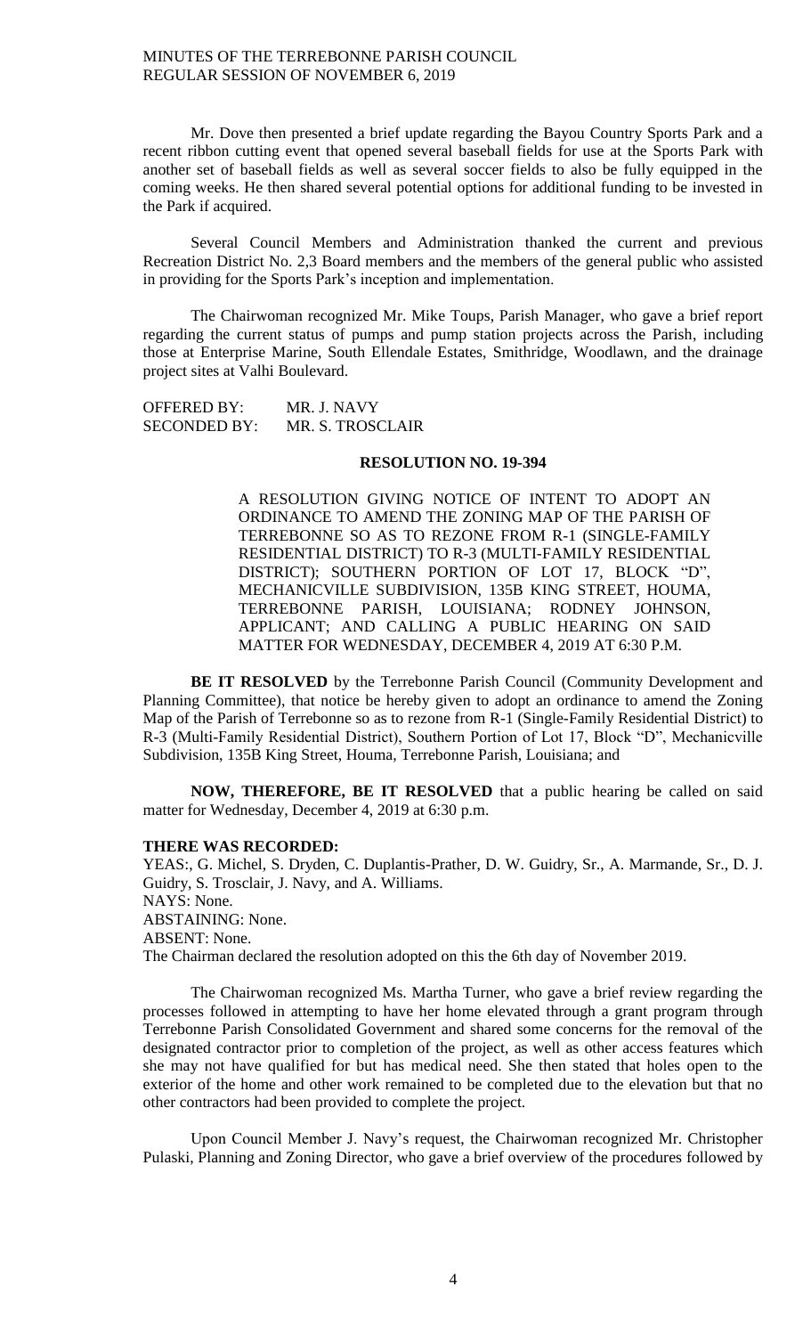Mr. Dove then presented a brief update regarding the Bayou Country Sports Park and a recent ribbon cutting event that opened several baseball fields for use at the Sports Park with another set of baseball fields as well as several soccer fields to also be fully equipped in the coming weeks. He then shared several potential options for additional funding to be invested in the Park if acquired.

Several Council Members and Administration thanked the current and previous Recreation District No. 2,3 Board members and the members of the general public who assisted in providing for the Sports Park's inception and implementation.

The Chairwoman recognized Mr. Mike Toups, Parish Manager, who gave a brief report regarding the current status of pumps and pump station projects across the Parish, including those at Enterprise Marine, South Ellendale Estates, Smithridge, Woodlawn, and the drainage project sites at Valhi Boulevard.

OFFERED BY: MR. J. NAVY
SECONDED BY: MR. S. TROSCLAIR

**RESOLUTION NO. 19-394**

A RESOLUTION GIVING NOTICE OF INTENT TO ADOPT AN ORDINANCE TO AMEND THE ZONING MAP OF THE PARISH OF TERREBONNE SO AS TO REZONE FROM R-1 (SINGLE-FAMILY RESIDENTIAL DISTRICT) TO R-3 (MULTI-FAMILY RESIDENTIAL DISTRICT); SOUTHERN PORTION OF LOT 17, BLOCK "D", MECHANICVILLE SUBDIVISION, 135B KING STREET, HOUMA, TERREBONNE PARISH, LOUISIANA; RODNEY JOHNSON, APPLICANT; AND CALLING A PUBLIC HEARING ON SAID MATTER FOR WEDNESDAY, DECEMBER 4, 2019 AT 6:30 P.M.

**BE IT RESOLVED** by the Terrebonne Parish Council (Community Development and Planning Committee), that notice be hereby given to adopt an ordinance to amend the Zoning Map of the Parish of Terrebonne so as to rezone from R-1 (Single-Family Residential District) to R-3 (Multi-Family Residential District), Southern Portion of Lot 17, Block "D", Mechanicville Subdivision, 135B King Street, Houma, Terrebonne Parish, Louisiana; and

**NOW, THEREFORE, BE IT RESOLVED** that a public hearing be called on said matter for Wednesday, December 4, 2019 at 6:30 p.m.

**THERE WAS RECORDED:**
YEAS:, G. Michel, S. Dryden, C. Duplantis-Prather, D. W. Guidry, Sr., A. Marmande, Sr., D. J. Guidry, S. Trosclair, J. Navy, and A. Williams.
NAYS: None.
ABSTAINING: None.
ABSENT: None.
The Chairman declared the resolution adopted on this the 6th day of November 2019.

The Chairwoman recognized Ms. Martha Turner, who gave a brief review regarding the processes followed in attempting to have her home elevated through a grant program through Terrebonne Parish Consolidated Government and shared some concerns for the removal of the designated contractor prior to completion of the project, as well as other access features which she may not have qualified for but has medical need. She then stated that holes open to the exterior of the home and other work remained to be completed due to the elevation but that no other contractors had been provided to complete the project.

Upon Council Member J. Navy's request, the Chairwoman recognized Mr. Christopher Pulaski, Planning and Zoning Director, who gave a brief overview of the procedures followed by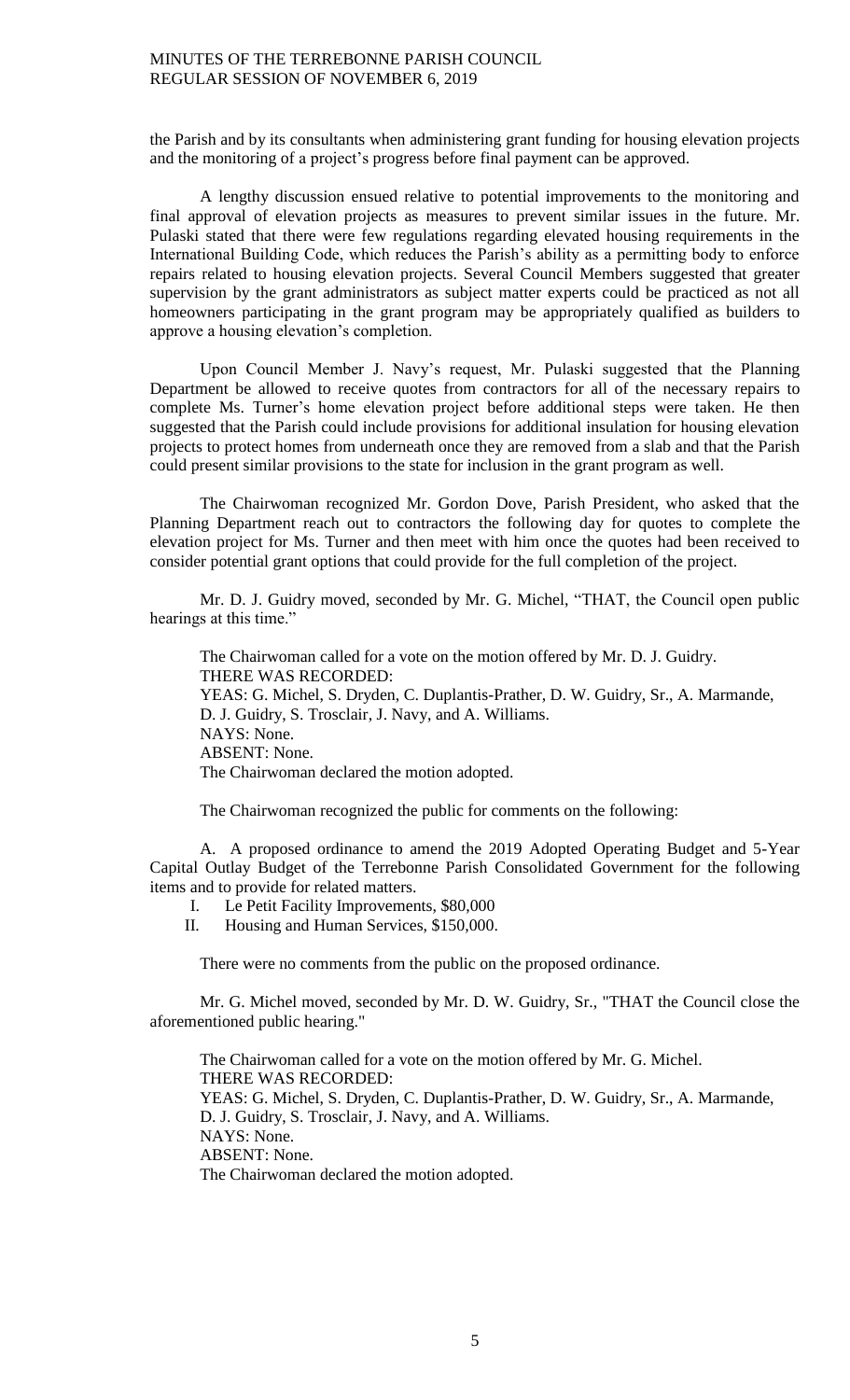the Parish and by its consultants when administering grant funding for housing elevation projects and the monitoring of a project's progress before final payment can be approved.

A lengthy discussion ensued relative to potential improvements to the monitoring and final approval of elevation projects as measures to prevent similar issues in the future. Mr. Pulaski stated that there were few regulations regarding elevated housing requirements in the International Building Code, which reduces the Parish's ability as a permitting body to enforce repairs related to housing elevation projects. Several Council Members suggested that greater supervision by the grant administrators as subject matter experts could be practiced as not all homeowners participating in the grant program may be appropriately qualified as builders to approve a housing elevation's completion.

Upon Council Member J. Navy's request, Mr. Pulaski suggested that the Planning Department be allowed to receive quotes from contractors for all of the necessary repairs to complete Ms. Turner's home elevation project before additional steps were taken. He then suggested that the Parish could include provisions for additional insulation for housing elevation projects to protect homes from underneath once they are removed from a slab and that the Parish could present similar provisions to the state for inclusion in the grant program as well.

The Chairwoman recognized Mr. Gordon Dove, Parish President, who asked that the Planning Department reach out to contractors the following day for quotes to complete the elevation project for Ms. Turner and then meet with him once the quotes had been received to consider potential grant options that could provide for the full completion of the project.

Mr. D. J. Guidry moved, seconded by Mr. G. Michel, "THAT, the Council open public hearings at this time."

The Chairwoman called for a vote on the motion offered by Mr. D. J. Guidry.
THERE WAS RECORDED:
YEAS: G. Michel, S. Dryden, C. Duplantis-Prather, D. W. Guidry, Sr., A. Marmande, D. J. Guidry, S. Trosclair, J. Navy, and A. Williams.
NAYS: None.
ABSENT: None.
The Chairwoman declared the motion adopted.

The Chairwoman recognized the public for comments on the following:

A. A proposed ordinance to amend the 2019 Adopted Operating Budget and 5-Year Capital Outlay Budget of the Terrebonne Parish Consolidated Government for the following items and to provide for related matters.

I. Le Petit Facility Improvements, $80,000
II. Housing and Human Services, $150,000.

There were no comments from the public on the proposed ordinance.

Mr. G. Michel moved, seconded by Mr. D. W. Guidry, Sr., "THAT the Council close the aforementioned public hearing."

The Chairwoman called for a vote on the motion offered by Mr. G. Michel.
THERE WAS RECORDED:
YEAS: G. Michel, S. Dryden, C. Duplantis-Prather, D. W. Guidry, Sr., A. Marmande, D. J. Guidry, S. Trosclair, J. Navy, and A. Williams.
NAYS: None.
ABSENT: None.
The Chairwoman declared the motion adopted.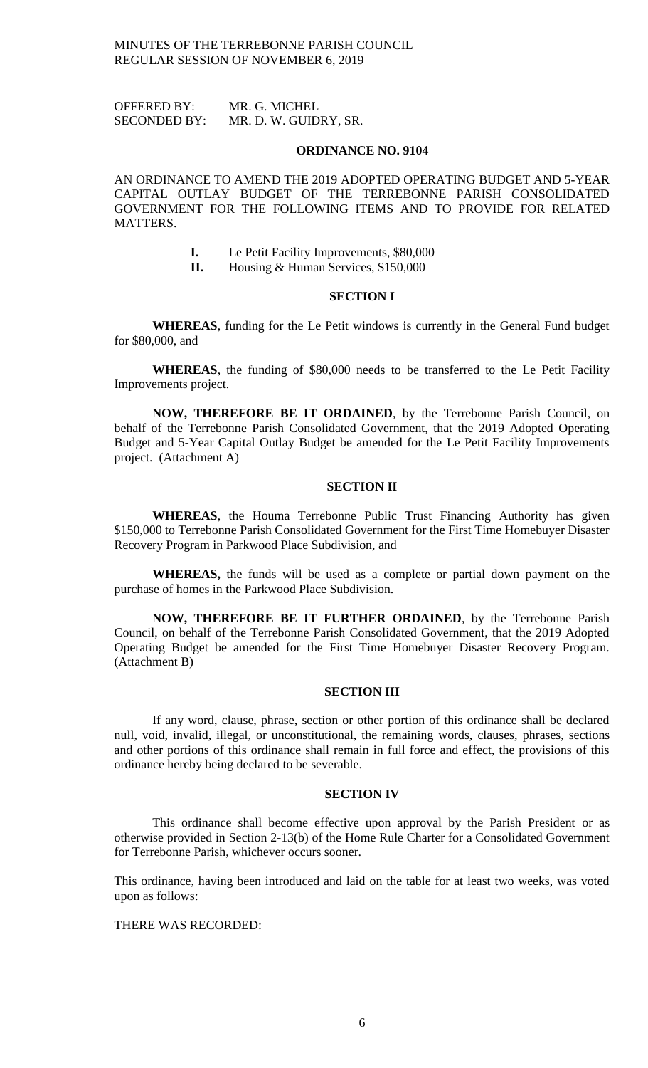OFFERED BY: MR. G. MICHEL
SECONDED BY: MR. D. W. GUIDRY, SR.

**ORDINANCE NO. 9104**

AN ORDINANCE TO AMEND THE 2019 ADOPTED OPERATING BUDGET AND 5-YEAR CAPITAL OUTLAY BUDGET OF THE TERREBONNE PARISH CONSOLIDATED GOVERNMENT FOR THE FOLLOWING ITEMS AND TO PROVIDE FOR RELATED MATTERS.

**I.** Le Petit Facility Improvements, $80,000
**II.** Housing & Human Services, $150,000

**SECTION I**

**WHEREAS**, funding for the Le Petit windows is currently in the General Fund budget for $80,000, and

**WHEREAS**, the funding of $80,000 needs to be transferred to the Le Petit Facility Improvements project.

**NOW, THEREFORE BE IT ORDAINED**, by the Terrebonne Parish Council, on behalf of the Terrebonne Parish Consolidated Government, that the 2019 Adopted Operating Budget and 5-Year Capital Outlay Budget be amended for the Le Petit Facility Improvements project. (Attachment A)

**SECTION II**

**WHEREAS**, the Houma Terrebonne Public Trust Financing Authority has given $150,000 to Terrebonne Parish Consolidated Government for the First Time Homebuyer Disaster Recovery Program in Parkwood Place Subdivision, and

**WHEREAS,** the funds will be used as a complete or partial down payment on the purchase of homes in the Parkwood Place Subdivision.

**NOW, THEREFORE BE IT FURTHER ORDAINED**, by the Terrebonne Parish Council, on behalf of the Terrebonne Parish Consolidated Government, that the 2019 Adopted Operating Budget be amended for the First Time Homebuyer Disaster Recovery Program. (Attachment B)

**SECTION III**

If any word, clause, phrase, section or other portion of this ordinance shall be declared null, void, invalid, illegal, or unconstitutional, the remaining words, clauses, phrases, sections and other portions of this ordinance shall remain in full force and effect, the provisions of this ordinance hereby being declared to be severable.

**SECTION IV**

This ordinance shall become effective upon approval by the Parish President or as otherwise provided in Section 2-13(b) of the Home Rule Charter for a Consolidated Government for Terrebonne Parish, whichever occurs sooner.

This ordinance, having been introduced and laid on the table for at least two weeks, was voted upon as follows:

THERE WAS RECORDED: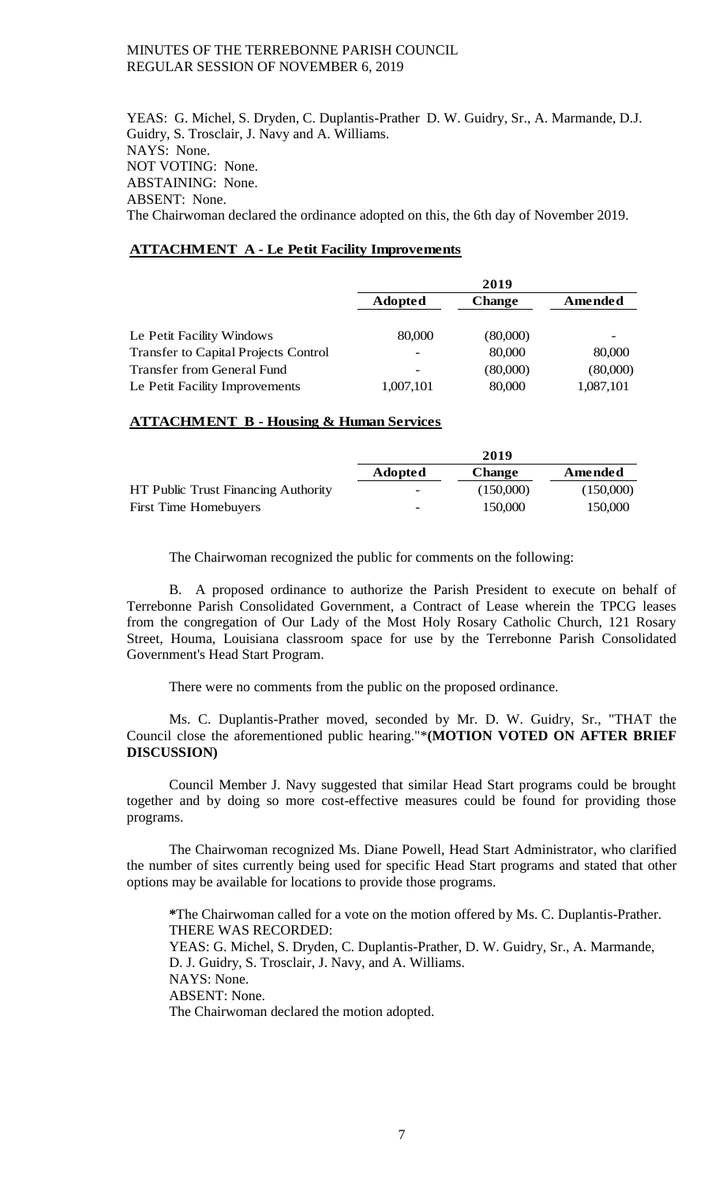YEAS: G. Michel, S. Dryden, C. Duplantis-Prather D. W. Guidry, Sr., A. Marmande, D.J. Guidry, S. Trosclair, J. Navy and A. Williams.
NAYS: None.
NOT VOTING: None.
ABSTAINING: None.
ABSENT: None.
The Chairwoman declared the ordinance adopted on this, the 6th day of November 2019.

**ATTACHMENT A - Le Petit Facility Improvements**

| | 2019 | | |
|---|---|---|---|
| | **Adopted** | **Change** | **Amended** |
| Le Petit Facility Windows | 80,000 | (80,000) | - |
| Transfer to Capital Projects Control | - | 80,000 | 80,000 |
| Transfer from General Fund | - | (80,000) | (80,000) |
| Le Petit Facility Improvements | 1,007,101 | 80,000 | 1,087,101 |

**ATTACHMENT B - Housing & Human Services**

| | 2019 | | |
|---|---|---|---|
| | **Adopted** | **Change** | **Amended** |
| HT Public Trust Financing Authority | - | (150,000) | (150,000) |
| First Time Homebuyers | - | 150,000 | 150,000 |

The Chairwoman recognized the public for comments on the following:

B. A proposed ordinance to authorize the Parish President to execute on behalf of Terrebonne Parish Consolidated Government, a Contract of Lease wherein the TPCG leases from the congregation of Our Lady of the Most Holy Rosary Catholic Church, 121 Rosary Street, Houma, Louisiana classroom space for use by the Terrebonne Parish Consolidated Government's Head Start Program.

There were no comments from the public on the proposed ordinance.

Ms. C. Duplantis-Prather moved, seconded by Mr. D. W. Guidry, Sr., "THAT the Council close the aforementioned public hearing."***(MOTION VOTED ON AFTER BRIEF DISCUSSION)**

Council Member J. Navy suggested that similar Head Start programs could be brought together and by doing so more cost-effective measures could be found for providing those programs.

The Chairwoman recognized Ms. Diane Powell, Head Start Administrator, who clarified the number of sites currently being used for specific Head Start programs and stated that other options may be available for locations to provide those programs.

***The Chairwoman called for a vote on the motion offered by Ms. C. Duplantis-Prather.**
THERE WAS RECORDED:
YEAS: G. Michel, S. Dryden, C. Duplantis-Prather, D. W. Guidry, Sr., A. Marmande, D. J. Guidry, S. Trosclair, J. Navy, and A. Williams.
NAYS: None.
ABSENT: None.
The Chairwoman declared the motion adopted.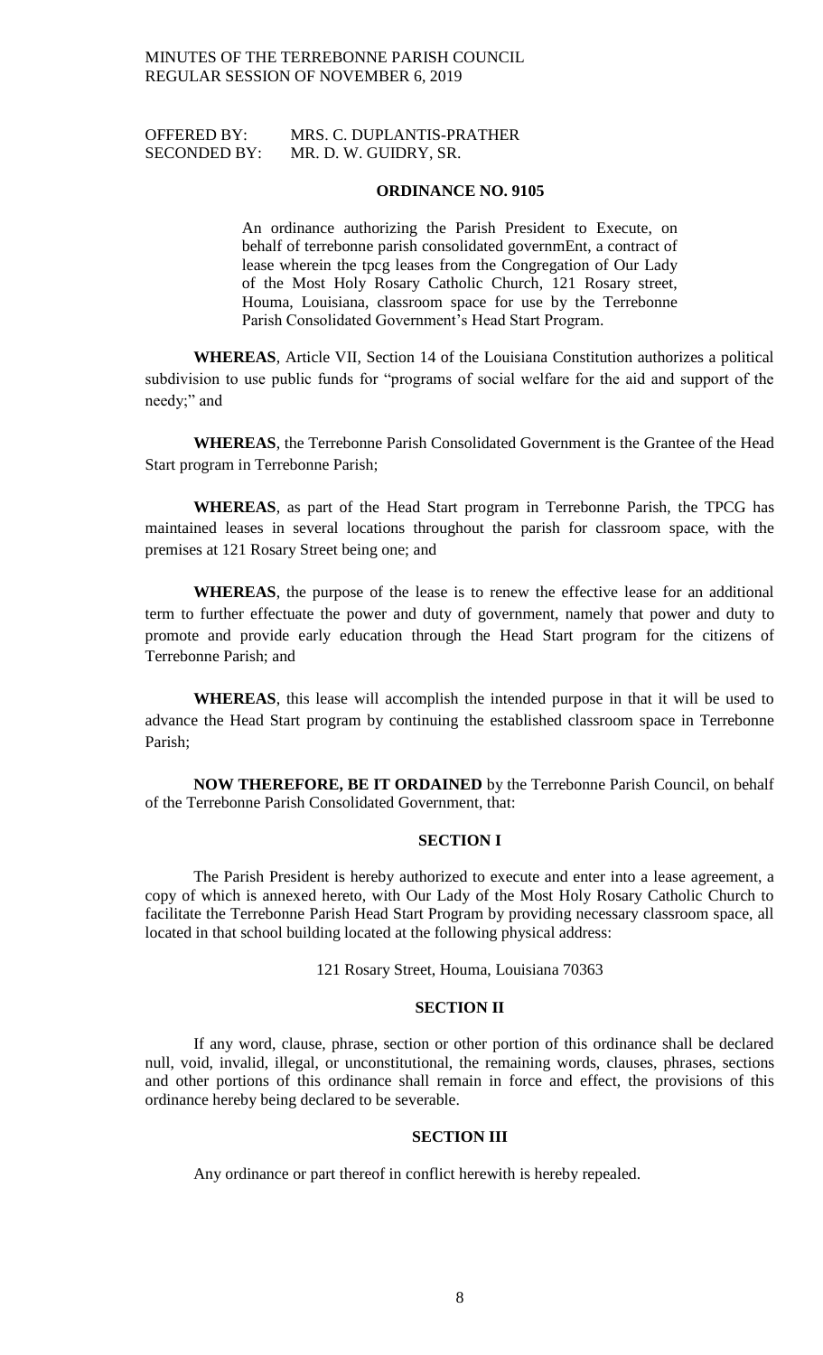OFFERED BY: MRS. C. DUPLANTIS-PRATHER
SECONDED BY: MR. D. W. GUIDRY, SR.

**ORDINANCE NO. 9105**

An ordinance authorizing the Parish President to Execute, on behalf of terrebonne parish consolidated governmEnt, a contract of lease wherein the tpcg leases from the Congregation of Our Lady of the Most Holy Rosary Catholic Church, 121 Rosary street, Houma, Louisiana, classroom space for use by the Terrebonne Parish Consolidated Government's Head Start Program.

**WHEREAS**, Article VII, Section 14 of the Louisiana Constitution authorizes a political subdivision to use public funds for "programs of social welfare for the aid and support of the needy;" and

**WHEREAS**, the Terrebonne Parish Consolidated Government is the Grantee of the Head Start program in Terrebonne Parish;

**WHEREAS**, as part of the Head Start program in Terrebonne Parish, the TPCG has maintained leases in several locations throughout the parish for classroom space, with the premises at 121 Rosary Street being one; and

**WHEREAS**, the purpose of the lease is to renew the effective lease for an additional term to further effectuate the power and duty of government, namely that power and duty to promote and provide early education through the Head Start program for the citizens of Terrebonne Parish; and

**WHEREAS**, this lease will accomplish the intended purpose in that it will be used to advance the Head Start program by continuing the established classroom space in Terrebonne Parish;

**NOW THEREFORE, BE IT ORDAINED** by the Terrebonne Parish Council, on behalf of the Terrebonne Parish Consolidated Government, that:

**SECTION I**

The Parish President is hereby authorized to execute and enter into a lease agreement, a copy of which is annexed hereto, with Our Lady of the Most Holy Rosary Catholic Church to facilitate the Terrebonne Parish Head Start Program by providing necessary classroom space, all located in that school building located at the following physical address:

121 Rosary Street, Houma, Louisiana 70363

**SECTION II**

If any word, clause, phrase, section or other portion of this ordinance shall be declared null, void, invalid, illegal, or unconstitutional, the remaining words, clauses, phrases, sections and other portions of this ordinance shall remain in force and effect, the provisions of this ordinance hereby being declared to be severable.

**SECTION III**

Any ordinance or part thereof in conflict herewith is hereby repealed.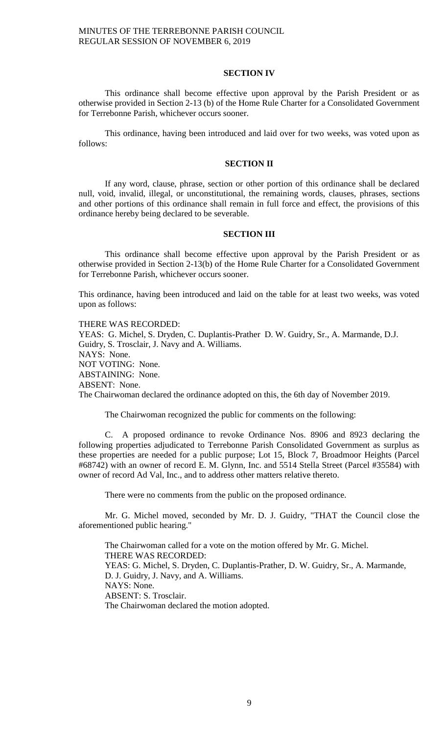**SECTION IV**

This ordinance shall become effective upon approval by the Parish President or as otherwise provided in Section 2-13 (b) of the Home Rule Charter for a Consolidated Government for Terrebonne Parish, whichever occurs sooner.

This ordinance, having been introduced and laid over for two weeks, was voted upon as follows:

**SECTION II**

If any word, clause, phrase, section or other portion of this ordinance shall be declared null, void, invalid, illegal, or unconstitutional, the remaining words, clauses, phrases, sections and other portions of this ordinance shall remain in full force and effect, the provisions of this ordinance hereby being declared to be severable.

**SECTION III**

This ordinance shall become effective upon approval by the Parish President or as otherwise provided in Section 2-13(b) of the Home Rule Charter for a Consolidated Government for Terrebonne Parish, whichever occurs sooner.

This ordinance, having been introduced and laid on the table for at least two weeks, was voted upon as follows:

THERE WAS RECORDED:
YEAS: G. Michel, S. Dryden, C. Duplantis-Prather D. W. Guidry, Sr., A. Marmande, D.J. Guidry, S. Trosclair, J. Navy and A. Williams.
NAYS: None.
NOT VOTING: None.
ABSTAINING: None.
ABSENT: None.
The Chairwoman declared the ordinance adopted on this, the 6th day of November 2019.

The Chairwoman recognized the public for comments on the following:

C. A proposed ordinance to revoke Ordinance Nos. 8906 and 8923 declaring the following properties adjudicated to Terrebonne Parish Consolidated Government as surplus as these properties are needed for a public purpose; Lot 15, Block 7, Broadmoor Heights (Parcel #68742) with an owner of record E. M. Glynn, Inc. and 5514 Stella Street (Parcel #35584) with owner of record Ad Val, Inc., and to address other matters relative thereto.

There were no comments from the public on the proposed ordinance.

Mr. G. Michel moved, seconded by Mr. D. J. Guidry, "THAT the Council close the aforementioned public hearing."

The Chairwoman called for a vote on the motion offered by Mr. G. Michel.
THERE WAS RECORDED:
YEAS: G. Michel, S. Dryden, C. Duplantis-Prather, D. W. Guidry, Sr., A. Marmande, D. J. Guidry, J. Navy, and A. Williams.
NAYS: None.
ABSENT: S. Trosclair.
The Chairwoman declared the motion adopted.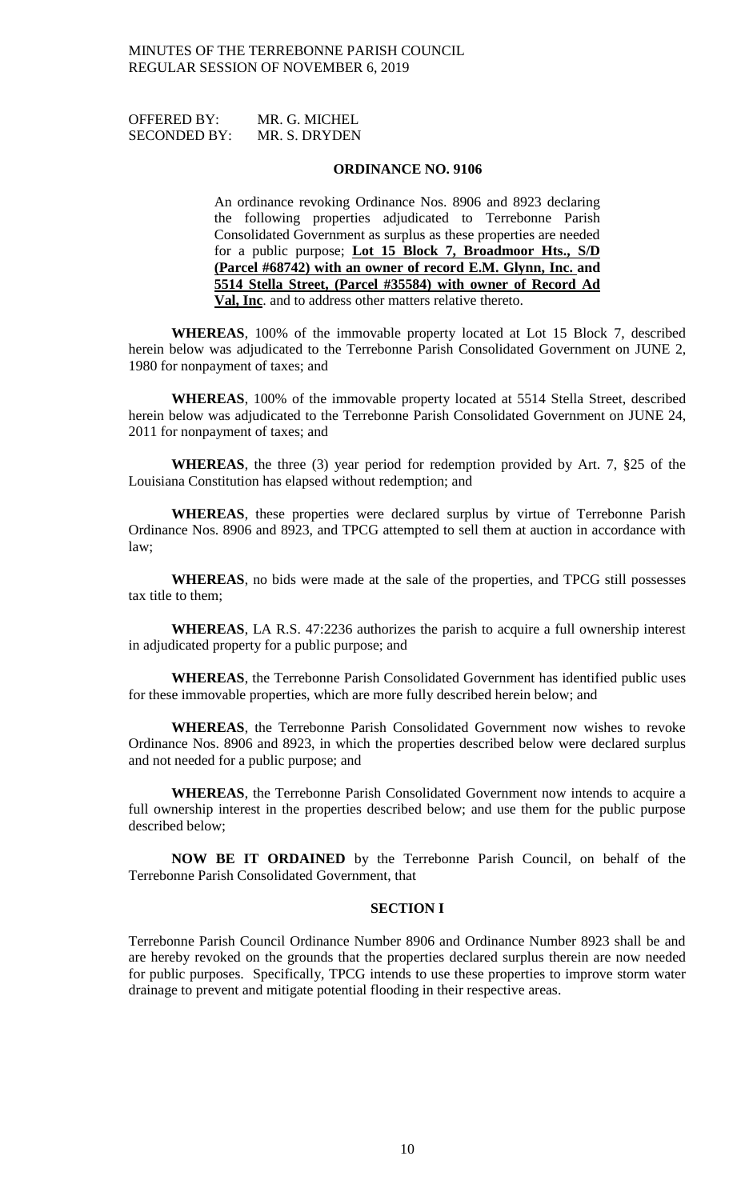OFFERED BY: MR. G. MICHEL
SECONDED BY: MR. S. DRYDEN

## ORDINANCE NO. 9106

An ordinance revoking Ordinance Nos. 8906 and 8923 declaring the following properties adjudicated to Terrebonne Parish Consolidated Government as surplus as these properties are needed for a public purpose; **Lot 15 Block 7, Broadmoor Hts., S/D (Parcel #68742) with an owner of record E.M. Glynn, Inc. and 5514 Stella Street, (Parcel #35584) with owner of Record Ad Val, Inc**. and to address other matters relative thereto.

**WHEREAS**, 100% of the immovable property located at Lot 15 Block 7, described herein below was adjudicated to the Terrebonne Parish Consolidated Government on JUNE 2, 1980 for nonpayment of taxes; and

**WHEREAS**, 100% of the immovable property located at 5514 Stella Street, described herein below was adjudicated to the Terrebonne Parish Consolidated Government on JUNE 24, 2011 for nonpayment of taxes; and

**WHEREAS**, the three (3) year period for redemption provided by Art. 7, §25 of the Louisiana Constitution has elapsed without redemption; and

**WHEREAS**, these properties were declared surplus by virtue of Terrebonne Parish Ordinance Nos. 8906 and 8923, and TPCG attempted to sell them at auction in accordance with law;

**WHEREAS**, no bids were made at the sale of the properties, and TPCG still possesses tax title to them;

**WHEREAS**, LA R.S. 47:2236 authorizes the parish to acquire a full ownership interest in adjudicated property for a public purpose; and

**WHEREAS**, the Terrebonne Parish Consolidated Government has identified public uses for these immovable properties, which are more fully described herein below; and

**WHEREAS**, the Terrebonne Parish Consolidated Government now wishes to revoke Ordinance Nos. 8906 and 8923, in which the properties described below were declared surplus and not needed for a public purpose; and

**WHEREAS**, the Terrebonne Parish Consolidated Government now intends to acquire a full ownership interest in the properties described below; and use them for the public purpose described below;

**NOW BE IT ORDAINED** by the Terrebonne Parish Council, on behalf of the Terrebonne Parish Consolidated Government, that

### SECTION I

Terrebonne Parish Council Ordinance Number 8906 and Ordinance Number 8923 shall be and are hereby revoked on the grounds that the properties declared surplus therein are now needed for public purposes. Specifically, TPCG intends to use these properties to improve storm water drainage to prevent and mitigate potential flooding in their respective areas.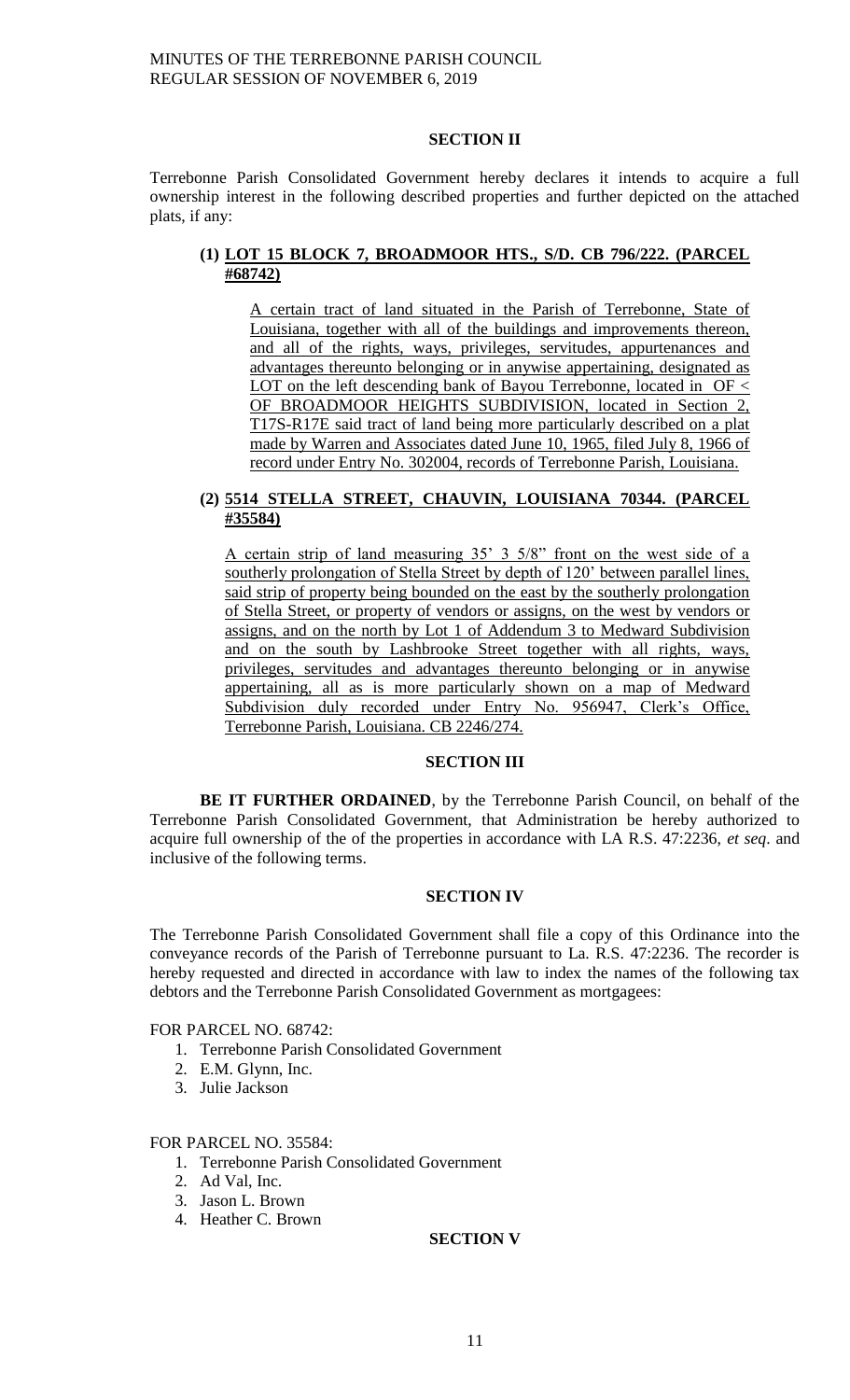**SECTION II**

Terrebonne Parish Consolidated Government hereby declares it intends to acquire a full ownership interest in the following described properties and further depicted on the attached plats, if any:

**(1) LOT 15 BLOCK 7, BROADMOOR HTS., S/D. CB 796/222. (PARCEL #68742)**

A certain tract of land situated in the Parish of Terrebonne, State of Louisiana, together with all of the buildings and improvements thereon, and all of the rights, ways, privileges, servitudes, appurtenances and advantages thereunto belonging or in anywise appertaining, designated as LOT on the left descending bank of Bayou Terrebonne, located in OF < OF BROADMOOR HEIGHTS SUBDIVISION, located in Section 2, T17S-R17E said tract of land being more particularly described on a plat made by Warren and Associates dated June 10, 1965, filed July 8, 1966 of record under Entry No. 302004, records of Terrebonne Parish, Louisiana.

**(2) 5514 STELLA STREET, CHAUVIN, LOUISIANA 70344. (PARCEL #35584)**

A certain strip of land measuring 35' 3 5/8" front on the west side of a southerly prolongation of Stella Street by depth of 120' between parallel lines, said strip of property being bounded on the east by the southerly prolongation of Stella Street, or property of vendors or assigns, on the west by vendors or assigns, and on the north by Lot 1 of Addendum 3 to Medward Subdivision and on the south by Lashbrooke Street together with all rights, ways, privileges, servitudes and advantages thereunto belonging or in anywise appertaining, all as is more particularly shown on a map of Medward Subdivision duly recorded under Entry No. 956947, Clerk's Office, Terrebonne Parish, Louisiana. CB 2246/274.

**SECTION III**

**BE IT FURTHER ORDAINED**, by the Terrebonne Parish Council, on behalf of the Terrebonne Parish Consolidated Government, that Administration be hereby authorized to acquire full ownership of the of the properties in accordance with LA R.S. 47:2236, *et seq*. and inclusive of the following terms.

**SECTION IV**

The Terrebonne Parish Consolidated Government shall file a copy of this Ordinance into the conveyance records of the Parish of Terrebonne pursuant to La. R.S. 47:2236. The recorder is hereby requested and directed in accordance with law to index the names of the following tax debtors and the Terrebonne Parish Consolidated Government as mortgagees:

FOR PARCEL NO. 68742:

1. Terrebonne Parish Consolidated Government
2. E.M. Glynn, Inc.
3. Julie Jackson

FOR PARCEL NO. 35584:

1. Terrebonne Parish Consolidated Government
2. Ad Val, Inc.
3. Jason L. Brown
4. Heather C. Brown

**SECTION V**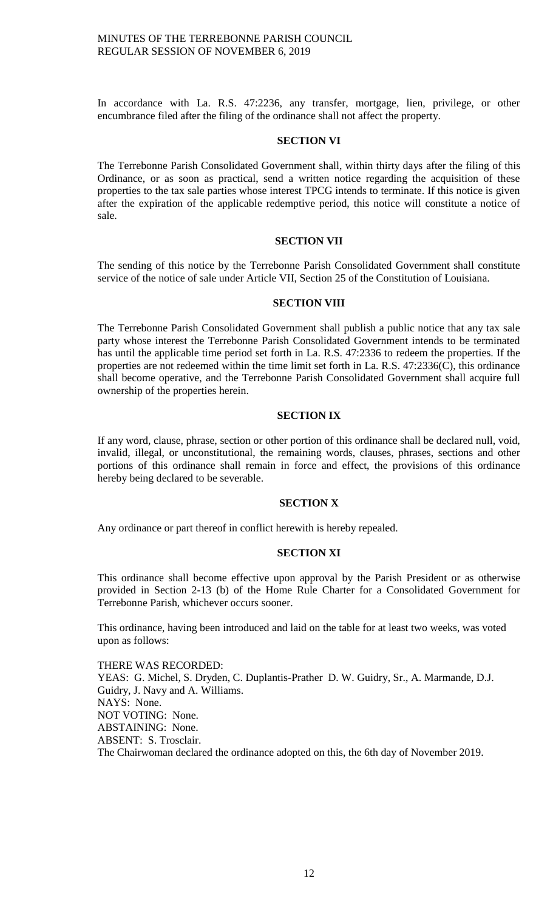In accordance with La. R.S. 47:2236, any transfer, mortgage, lien, privilege, or other encumbrance filed after the filing of the ordinance shall not affect the property.

**SECTION VI**

The Terrebonne Parish Consolidated Government shall, within thirty days after the filing of this Ordinance, or as soon as practical, send a written notice regarding the acquisition of these properties to the tax sale parties whose interest TPCG intends to terminate. If this notice is given after the expiration of the applicable redemptive period, this notice will constitute a notice of sale.

**SECTION VII**

The sending of this notice by the Terrebonne Parish Consolidated Government shall constitute service of the notice of sale under Article VII, Section 25 of the Constitution of Louisiana.

**SECTION VIII**

The Terrebonne Parish Consolidated Government shall publish a public notice that any tax sale party whose interest the Terrebonne Parish Consolidated Government intends to be terminated has until the applicable time period set forth in La. R.S. 47:2336 to redeem the properties. If the properties are not redeemed within the time limit set forth in La. R.S. 47:2336(C), this ordinance shall become operative, and the Terrebonne Parish Consolidated Government shall acquire full ownership of the properties herein.

**SECTION IX**

If any word, clause, phrase, section or other portion of this ordinance shall be declared null, void, invalid, illegal, or unconstitutional, the remaining words, clauses, phrases, sections and other portions of this ordinance shall remain in force and effect, the provisions of this ordinance hereby being declared to be severable.

**SECTION X**

Any ordinance or part thereof in conflict herewith is hereby repealed.

**SECTION XI**

This ordinance shall become effective upon approval by the Parish President or as otherwise provided in Section 2-13 (b) of the Home Rule Charter for a Consolidated Government for Terrebonne Parish, whichever occurs sooner.

This ordinance, having been introduced and laid on the table for at least two weeks, was voted upon as follows:

THERE WAS RECORDED:
YEAS: G. Michel, S. Dryden, C. Duplantis-Prather D. W. Guidry, Sr., A. Marmande, D.J. Guidry, J. Navy and A. Williams.
NAYS: None.
NOT VOTING: None.
ABSTAINING: None.
ABSENT: S. Trosclair.
The Chairwoman declared the ordinance adopted on this, the 6th day of November 2019.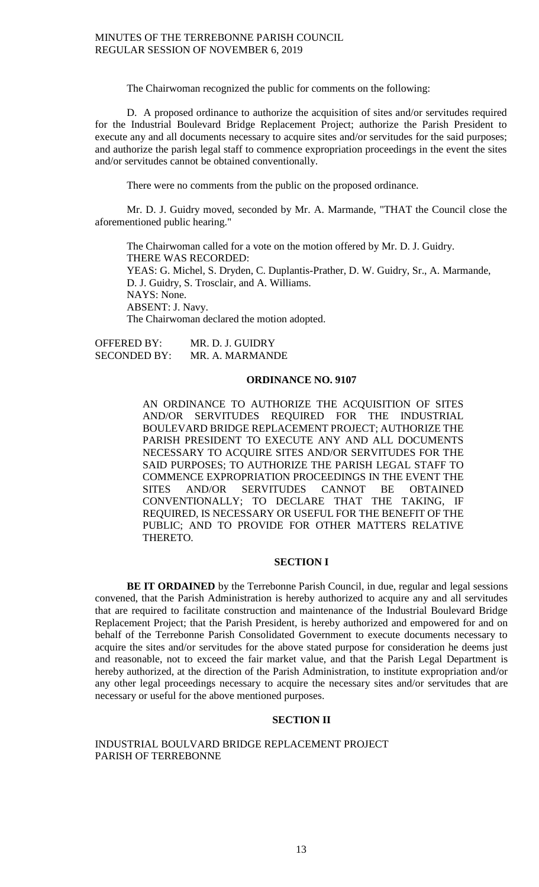The Chairwoman recognized the public for comments on the following:

D. A proposed ordinance to authorize the acquisition of sites and/or servitudes required for the Industrial Boulevard Bridge Replacement Project; authorize the Parish President to execute any and all documents necessary to acquire sites and/or servitudes for the said purposes; and authorize the parish legal staff to commence expropriation proceedings in the event the sites and/or servitudes cannot be obtained conventionally.

There were no comments from the public on the proposed ordinance.

Mr. D. J. Guidry moved, seconded by Mr. A. Marmande, "THAT the Council close the aforementioned public hearing."

The Chairwoman called for a vote on the motion offered by Mr. D. J. Guidry.
THERE WAS RECORDED:
YEAS: G. Michel, S. Dryden, C. Duplantis-Prather, D. W. Guidry, Sr., A. Marmande, D. J. Guidry, S. Trosclair, and A. Williams.
NAYS: None.
ABSENT: J. Navy.
The Chairwoman declared the motion adopted.

OFFERED BY: MR. D. J. GUIDRY
SECONDED BY: MR. A. MARMANDE

## ORDINANCE NO. 9107

AN ORDINANCE TO AUTHORIZE THE ACQUISITION OF SITES AND/OR SERVITUDES REQUIRED FOR THE INDUSTRIAL BOULEVARD BRIDGE REPLACEMENT PROJECT; AUTHORIZE THE PARISH PRESIDENT TO EXECUTE ANY AND ALL DOCUMENTS NECESSARY TO ACQUIRE SITES AND/OR SERVITUDES FOR THE SAID PURPOSES; TO AUTHORIZE THE PARISH LEGAL STAFF TO COMMENCE EXPROPRIATION PROCEEDINGS IN THE EVENT THE SITES AND/OR SERVITUDES CANNOT BE OBTAINED CONVENTIONALLY; TO DECLARE THAT THE TAKING, IF REQUIRED, IS NECESSARY OR USEFUL FOR THE BENEFIT OF THE PUBLIC; AND TO PROVIDE FOR OTHER MATTERS RELATIVE THERETO.

### SECTION I

**BE IT ORDAINED** by the Terrebonne Parish Council, in due, regular and legal sessions convened, that the Parish Administration is hereby authorized to acquire any and all servitudes that are required to facilitate construction and maintenance of the Industrial Boulevard Bridge Replacement Project; that the Parish President, is hereby authorized and empowered for and on behalf of the Terrebonne Parish Consolidated Government to execute documents necessary to acquire the sites and/or servitudes for the above stated purpose for consideration he deems just and reasonable, not to exceed the fair market value, and that the Parish Legal Department is hereby authorized, at the direction of the Parish Administration, to institute expropriation and/or any other legal proceedings necessary to acquire the necessary sites and/or servitudes that are necessary or useful for the above mentioned purposes.

### SECTION II

INDUSTRIAL BOULVARD BRIDGE REPLACEMENT PROJECT
PARISH OF TERREBONNE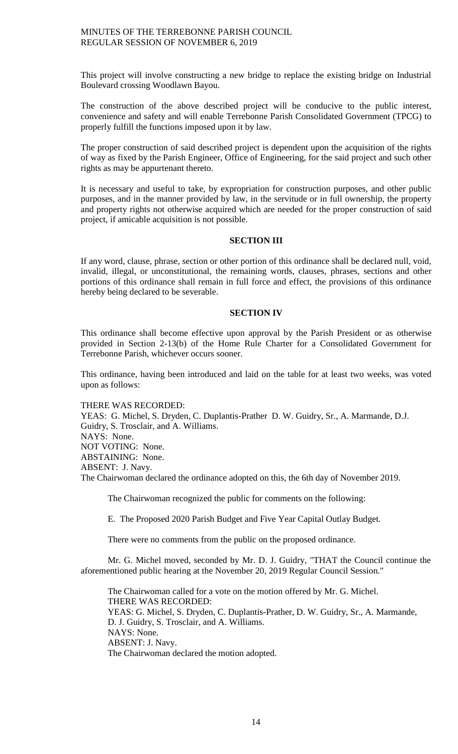This project will involve constructing a new bridge to replace the existing bridge on Industrial Boulevard crossing Woodlawn Bayou.

The construction of the above described project will be conducive to the public interest, convenience and safety and will enable Terrebonne Parish Consolidated Government (TPCG) to properly fulfill the functions imposed upon it by law.

The proper construction of said described project is dependent upon the acquisition of the rights of way as fixed by the Parish Engineer, Office of Engineering, for the said project and such other rights as may be appurtenant thereto.

It is necessary and useful to take, by expropriation for construction purposes, and other public purposes, and in the manner provided by law, in the servitude or in full ownership, the property and property rights not otherwise acquired which are needed for the proper construction of said project, if amicable acquisition is not possible.

**SECTION III**

If any word, clause, phrase, section or other portion of this ordinance shall be declared null, void, invalid, illegal, or unconstitutional, the remaining words, clauses, phrases, sections and other portions of this ordinance shall remain in full force and effect, the provisions of this ordinance hereby being declared to be severable.

**SECTION IV**

This ordinance shall become effective upon approval by the Parish President or as otherwise provided in Section 2-13(b) of the Home Rule Charter for a Consolidated Government for Terrebonne Parish, whichever occurs sooner.

This ordinance, having been introduced and laid on the table for at least two weeks, was voted upon as follows:

THERE WAS RECORDED:
YEAS: G. Michel, S. Dryden, C. Duplantis-Prather D. W. Guidry, Sr., A. Marmande, D.J. Guidry, S. Trosclair, and A. Williams.
NAYS: None.
NOT VOTING: None.
ABSTAINING: None.
ABSENT: J. Navy.
The Chairwoman declared the ordinance adopted on this, the 6th day of November 2019.

The Chairwoman recognized the public for comments on the following:

E. The Proposed 2020 Parish Budget and Five Year Capital Outlay Budget.

There were no comments from the public on the proposed ordinance.

Mr. G. Michel moved, seconded by Mr. D. J. Guidry, "THAT the Council continue the aforementioned public hearing at the November 20, 2019 Regular Council Session."

The Chairwoman called for a vote on the motion offered by Mr. G. Michel.
THERE WAS RECORDED:
YEAS: G. Michel, S. Dryden, C. Duplantis-Prather, D. W. Guidry, Sr., A. Marmande, D. J. Guidry, S. Trosclair, and A. Williams.
NAYS: None.
ABSENT: J. Navy.
The Chairwoman declared the motion adopted.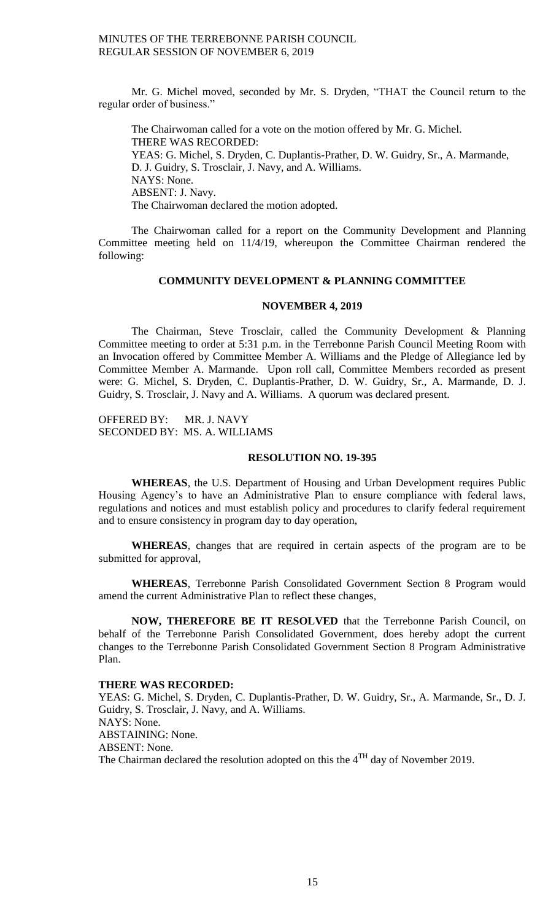Mr. G. Michel moved, seconded by Mr. S. Dryden, "THAT the Council return to the regular order of business."

The Chairwoman called for a vote on the motion offered by Mr. G. Michel.
THERE WAS RECORDED:
YEAS: G. Michel, S. Dryden, C. Duplantis-Prather, D. W. Guidry, Sr., A. Marmande, D. J. Guidry, S. Trosclair, J. Navy, and A. Williams.
NAYS: None.
ABSENT: J. Navy.
The Chairwoman declared the motion adopted.

The Chairwoman called for a report on the Community Development and Planning Committee meeting held on 11/4/19, whereupon the Committee Chairman rendered the following:

**COMMUNITY DEVELOPMENT & PLANNING COMMITTEE**

**NOVEMBER 4, 2019**

The Chairman, Steve Trosclair, called the Community Development & Planning Committee meeting to order at 5:31 p.m. in the Terrebonne Parish Council Meeting Room with an Invocation offered by Committee Member A. Williams and the Pledge of Allegiance led by Committee Member A. Marmande. Upon roll call, Committee Members recorded as present were: G. Michel, S. Dryden, C. Duplantis-Prather, D. W. Guidry, Sr., A. Marmande, D. J. Guidry, S. Trosclair, J. Navy and A. Williams. A quorum was declared present.

OFFERED BY: MR. J. NAVY
SECONDED BY: MS. A. WILLIAMS

**RESOLUTION NO. 19-395**

**WHEREAS**, the U.S. Department of Housing and Urban Development requires Public Housing Agency's to have an Administrative Plan to ensure compliance with federal laws, regulations and notices and must establish policy and procedures to clarify federal requirement and to ensure consistency in program day to day operation,

**WHEREAS**, changes that are required in certain aspects of the program are to be submitted for approval,

**WHEREAS**, Terrebonne Parish Consolidated Government Section 8 Program would amend the current Administrative Plan to reflect these changes,

**NOW, THEREFORE BE IT RESOLVED** that the Terrebonne Parish Council, on behalf of the Terrebonne Parish Consolidated Government, does hereby adopt the current changes to the Terrebonne Parish Consolidated Government Section 8 Program Administrative Plan.

**THERE WAS RECORDED:**
YEAS: G. Michel, S. Dryden, C. Duplantis-Prather, D. W. Guidry, Sr., A. Marmande, Sr., D. J. Guidry, S. Trosclair, J. Navy, and A. Williams.
NAYS: None.
ABSTAINING: None.
ABSENT: None.
The Chairman declared the resolution adopted on this the 4TH day of November 2019.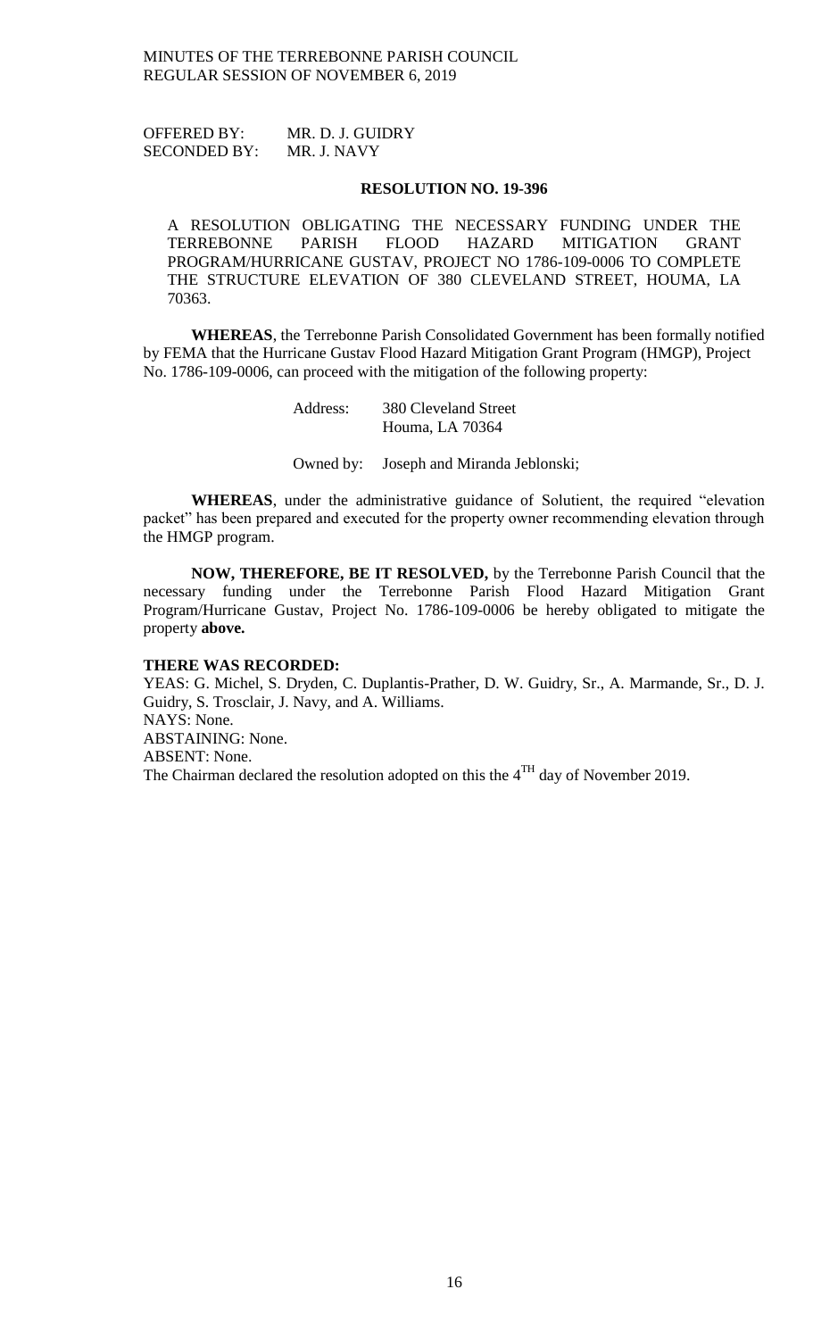OFFERED BY: MR. D. J. GUIDRY
SECONDED BY: MR. J. NAVY

**RESOLUTION NO. 19-396**

A RESOLUTION OBLIGATING THE NECESSARY FUNDING UNDER THE TERREBONNE PARISH FLOOD HAZARD MITIGATION GRANT PROGRAM/HURRICANE GUSTAV, PROJECT NO 1786-109-0006 TO COMPLETE THE STRUCTURE ELEVATION OF 380 CLEVELAND STREET, HOUMA, LA 70363.

**WHEREAS**, the Terrebonne Parish Consolidated Government has been formally notified by FEMA that the Hurricane Gustav Flood Hazard Mitigation Grant Program (HMGP), Project No. 1786-109-0006, can proceed with the mitigation of the following property:

Address: 380 Cleveland Street
Houma, LA 70364

Owned by: Joseph and Miranda Jeblonski;

**WHEREAS**, under the administrative guidance of Solutient, the required "elevation packet" has been prepared and executed for the property owner recommending elevation through the HMGP program.

**NOW, THEREFORE, BE IT RESOLVED,** by the Terrebonne Parish Council that the necessary funding under the Terrebonne Parish Flood Hazard Mitigation Grant Program/Hurricane Gustav, Project No. 1786-109-0006 be hereby obligated to mitigate the property **above.**

**THERE WAS RECORDED:**

YEAS: G. Michel, S. Dryden, C. Duplantis-Prather, D. W. Guidry, Sr., A. Marmande, Sr., D. J. Guidry, S. Trosclair, J. Navy, and A. Williams.
NAYS: None.
ABSTAINING: None.
ABSENT: None.
The Chairman declared the resolution adopted on this the 4TH day of November 2019.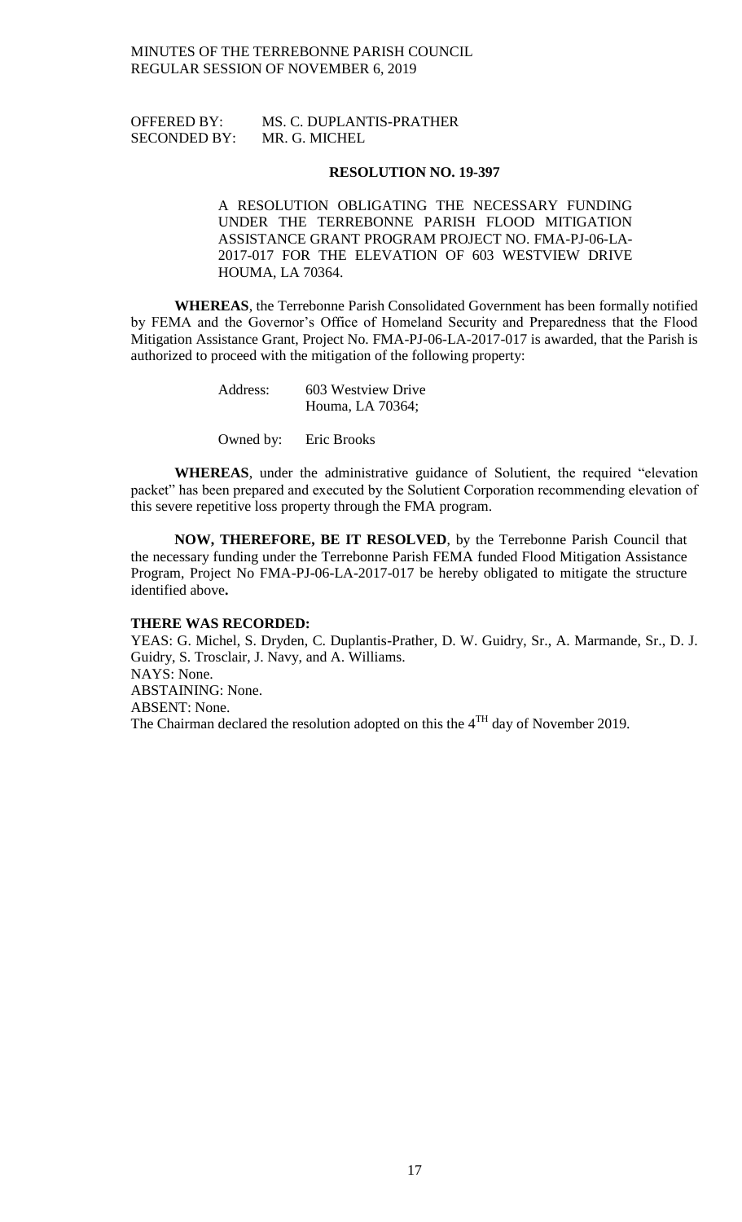OFFERED BY: MS. C. DUPLANTIS-PRATHER
SECONDED BY: MR. G. MICHEL

**RESOLUTION NO. 19-397**

A RESOLUTION OBLIGATING THE NECESSARY FUNDING UNDER THE TERREBONNE PARISH FLOOD MITIGATION ASSISTANCE GRANT PROGRAM PROJECT NO. FMA-PJ-06-LA-2017-017 FOR THE ELEVATION OF 603 WESTVIEW DRIVE HOUMA, LA 70364.

**WHEREAS**, the Terrebonne Parish Consolidated Government has been formally notified by FEMA and the Governor's Office of Homeland Security and Preparedness that the Flood Mitigation Assistance Grant, Project No. FMA-PJ-06-LA-2017-017 is awarded, that the Parish is authorized to proceed with the mitigation of the following property:

Address: 603 Westview Drive
Houma, LA 70364;

Owned by: Eric Brooks

**WHEREAS**, under the administrative guidance of Solutient, the required "elevation packet" has been prepared and executed by the Solutient Corporation recommending elevation of this severe repetitive loss property through the FMA program.

**NOW, THEREFORE, BE IT RESOLVED**, by the Terrebonne Parish Council that the necessary funding under the Terrebonne Parish FEMA funded Flood Mitigation Assistance Program, Project No FMA-PJ-06-LA-2017-017 be hereby obligated to mitigate the structure identified above**.**

**THERE WAS RECORDED:**

YEAS: G. Michel, S. Dryden, C. Duplantis-Prather, D. W. Guidry, Sr., A. Marmande, Sr., D. J. Guidry, S. Trosclair, J. Navy, and A. Williams.
NAYS: None.
ABSTAINING: None.
ABSENT: None.
The Chairman declared the resolution adopted on this the 4TH day of November 2019.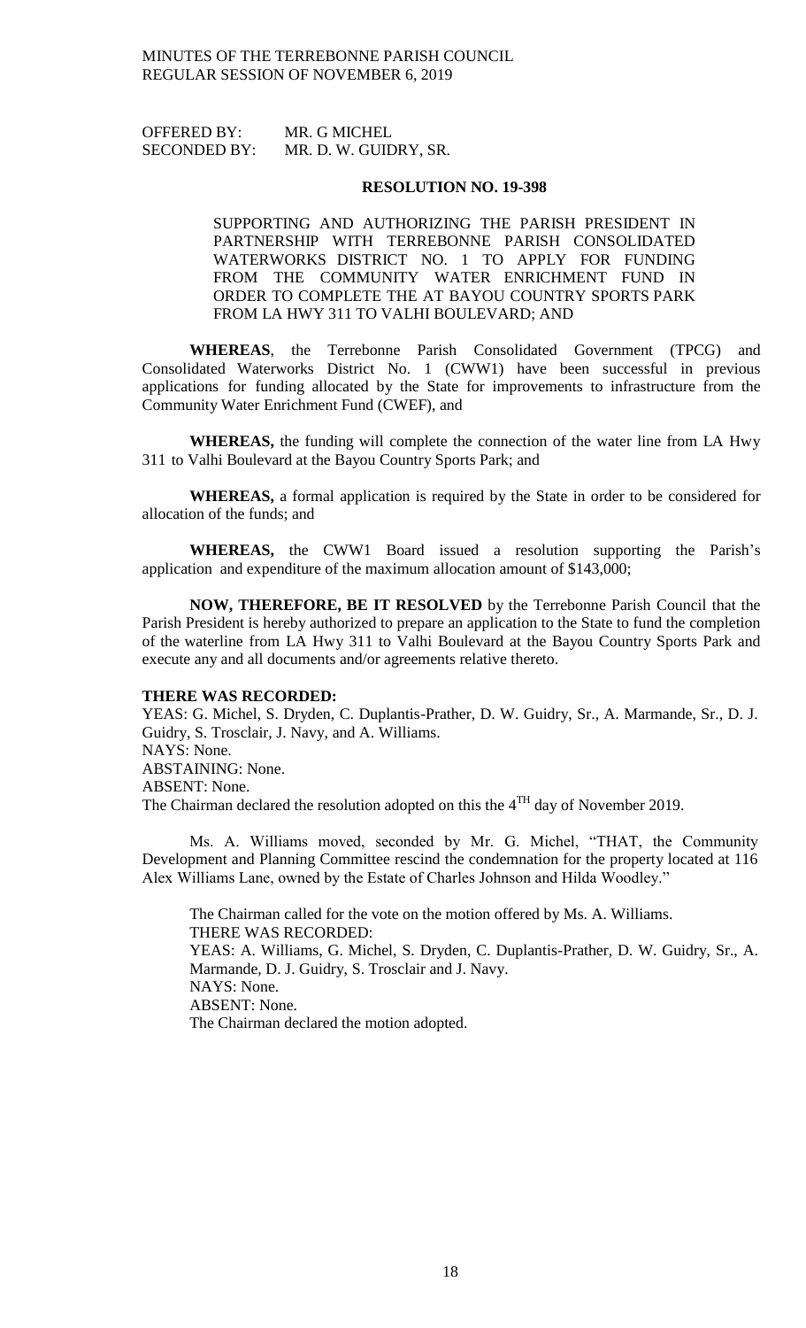OFFERED BY: MR. G MICHEL
SECONDED BY: MR. D. W. GUIDRY, SR.

**RESOLUTION NO. 19-398**

SUPPORTING AND AUTHORIZING THE PARISH PRESIDENT IN PARTNERSHIP WITH TERREBONNE PARISH CONSOLIDATED WATERWORKS DISTRICT NO. 1 TO APPLY FOR FUNDING FROM THE COMMUNITY WATER ENRICHMENT FUND IN ORDER TO COMPLETE THE AT BAYOU COUNTRY SPORTS PARK FROM LA HWY 311 TO VALHI BOULEVARD; AND

**WHEREAS**, the Terrebonne Parish Consolidated Government (TPCG) and Consolidated Waterworks District No. 1 (CWW1) have been successful in previous applications for funding allocated by the State for improvements to infrastructure from the Community Water Enrichment Fund (CWEF), and

**WHEREAS,** the funding will complete the connection of the water line from LA Hwy 311 to Valhi Boulevard at the Bayou Country Sports Park; and

**WHEREAS,** a formal application is required by the State in order to be considered for allocation of the funds; and

**WHEREAS,** the CWW1 Board issued a resolution supporting the Parish's application and expenditure of the maximum allocation amount of $143,000;

**NOW, THEREFORE, BE IT RESOLVED** by the Terrebonne Parish Council that the Parish President is hereby authorized to prepare an application to the State to fund the completion of the waterline from LA Hwy 311 to Valhi Boulevard at the Bayou Country Sports Park and execute any and all documents and/or agreements relative thereto.

**THERE WAS RECORDED:**
YEAS: G. Michel, S. Dryden, C. Duplantis-Prather, D. W. Guidry, Sr., A. Marmande, Sr., D. J. Guidry, S. Trosclair, J. Navy, and A. Williams.
NAYS: None.
ABSTAINING: None.
ABSENT: None.
The Chairman declared the resolution adopted on this the 4TH day of November 2019.

Ms. A. Williams moved, seconded by Mr. G. Michel, "THAT, the Community Development and Planning Committee rescind the condemnation for the property located at 116 Alex Williams Lane, owned by the Estate of Charles Johnson and Hilda Woodley."

The Chairman called for the vote on the motion offered by Ms. A. Williams.
THERE WAS RECORDED:
YEAS: A. Williams, G. Michel, S. Dryden, C. Duplantis-Prather, D. W. Guidry, Sr., A. Marmande, D. J. Guidry, S. Trosclair and J. Navy.
NAYS: None.
ABSENT: None.
The Chairman declared the motion adopted.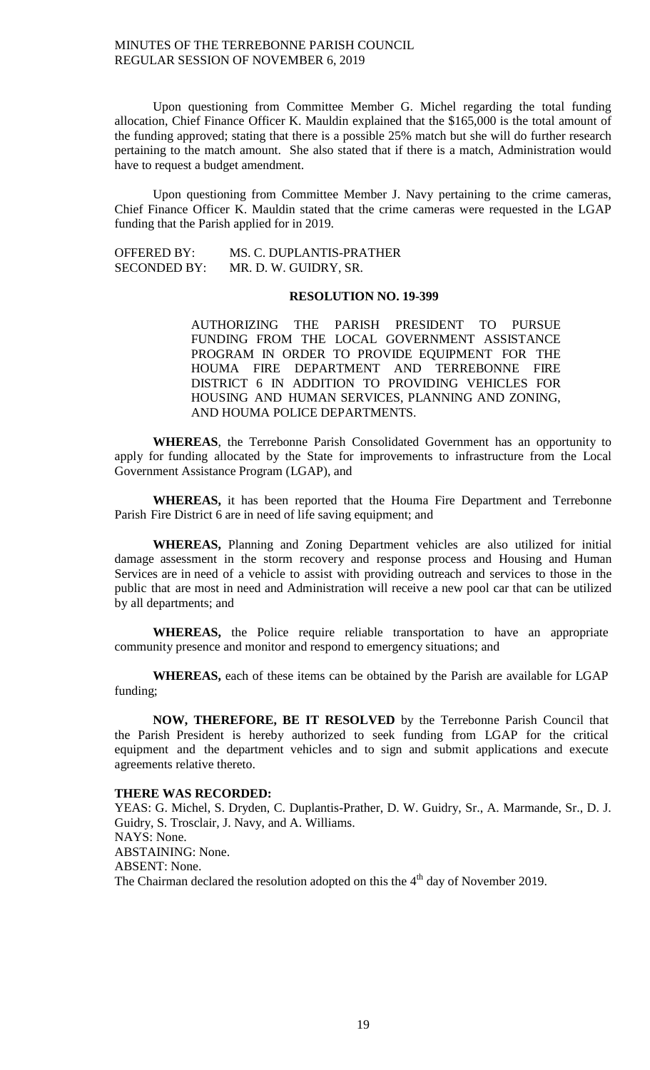Upon questioning from Committee Member G. Michel regarding the total funding allocation, Chief Finance Officer K. Mauldin explained that the $165,000 is the total amount of the funding approved; stating that there is a possible 25% match but she will do further research pertaining to the match amount. She also stated that if there is a match, Administration would have to request a budget amendment.

Upon questioning from Committee Member J. Navy pertaining to the crime cameras, Chief Finance Officer K. Mauldin stated that the crime cameras were requested in the LGAP funding that the Parish applied for in 2019.

OFFERED BY: MS. C. DUPLANTIS-PRATHER
SECONDED BY: MR. D. W. GUIDRY, SR.

**RESOLUTION NO. 19-399**

AUTHORIZING THE PARISH PRESIDENT TO PURSUE FUNDING FROM THE LOCAL GOVERNMENT ASSISTANCE PROGRAM IN ORDER TO PROVIDE EQUIPMENT FOR THE HOUMA FIRE DEPARTMENT AND TERREBONNE FIRE DISTRICT 6 IN ADDITION TO PROVIDING VEHICLES FOR HOUSING AND HUMAN SERVICES, PLANNING AND ZONING, AND HOUMA POLICE DEPARTMENTS.

**WHEREAS**, the Terrebonne Parish Consolidated Government has an opportunity to apply for funding allocated by the State for improvements to infrastructure from the Local Government Assistance Program (LGAP), and

**WHEREAS,** it has been reported that the Houma Fire Department and Terrebonne Parish Fire District 6 are in need of life saving equipment; and

**WHEREAS,** Planning and Zoning Department vehicles are also utilized for initial damage assessment in the storm recovery and response process and Housing and Human Services are in need of a vehicle to assist with providing outreach and services to those in the public that are most in need and Administration will receive a new pool car that can be utilized by all departments; and

**WHEREAS,** the Police require reliable transportation to have an appropriate community presence and monitor and respond to emergency situations; and

**WHEREAS,** each of these items can be obtained by the Parish are available for LGAP funding;

**NOW, THEREFORE, BE IT RESOLVED** by the Terrebonne Parish Council that the Parish President is hereby authorized to seek funding from LGAP for the critical equipment and the department vehicles and to sign and submit applications and execute agreements relative thereto.

**THERE WAS RECORDED:**
YEAS: G. Michel, S. Dryden, C. Duplantis-Prather, D. W. Guidry, Sr., A. Marmande, Sr., D. J. Guidry, S. Trosclair, J. Navy, and A. Williams.
NAYS: None.
ABSTAINING: None.
ABSENT: None.
The Chairman declared the resolution adopted on this the 4th day of November 2019.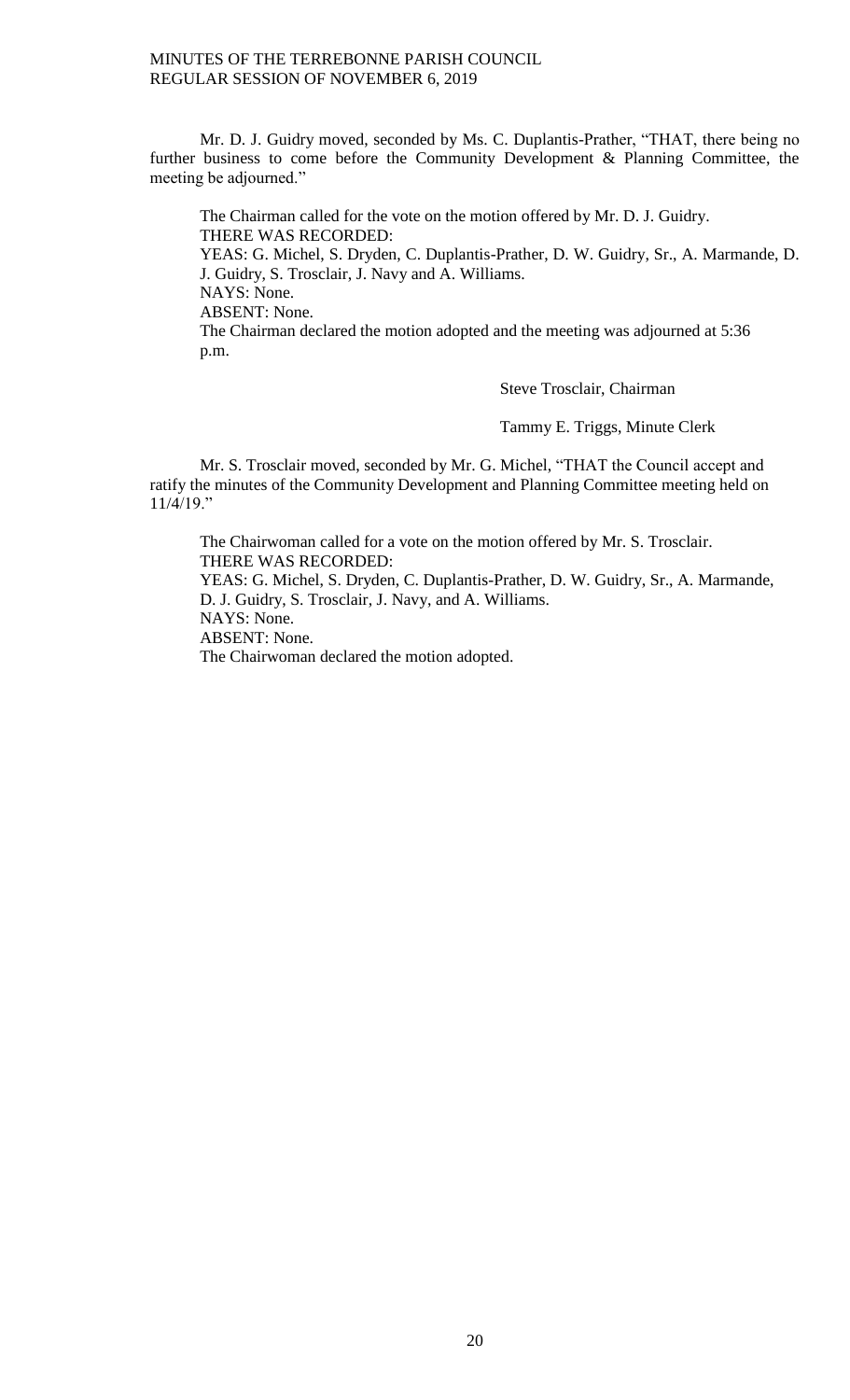Mr. D. J. Guidry moved, seconded by Ms. C. Duplantis-Prather, "THAT, there being no further business to come before the Community Development & Planning Committee, the meeting be adjourned."

The Chairman called for the vote on the motion offered by Mr. D. J. Guidry.
THERE WAS RECORDED:
YEAS: G. Michel, S. Dryden, C. Duplantis-Prather, D. W. Guidry, Sr., A. Marmande, D. J. Guidry, S. Trosclair, J. Navy and A. Williams.
NAYS: None.
ABSENT: None.
The Chairman declared the motion adopted and the meeting was adjourned at 5:36 p.m.

Steve Trosclair, Chairman

Tammy E. Triggs, Minute Clerk

Mr. S. Trosclair moved, seconded by Mr. G. Michel, "THAT the Council accept and ratify the minutes of the Community Development and Planning Committee meeting held on 11/4/19."

The Chairwoman called for a vote on the motion offered by Mr. S. Trosclair.
THERE WAS RECORDED:
YEAS: G. Michel, S. Dryden, C. Duplantis-Prather, D. W. Guidry, Sr., A. Marmande, D. J. Guidry, S. Trosclair, J. Navy, and A. Williams.
NAYS: None.
ABSENT: None.
The Chairwoman declared the motion adopted.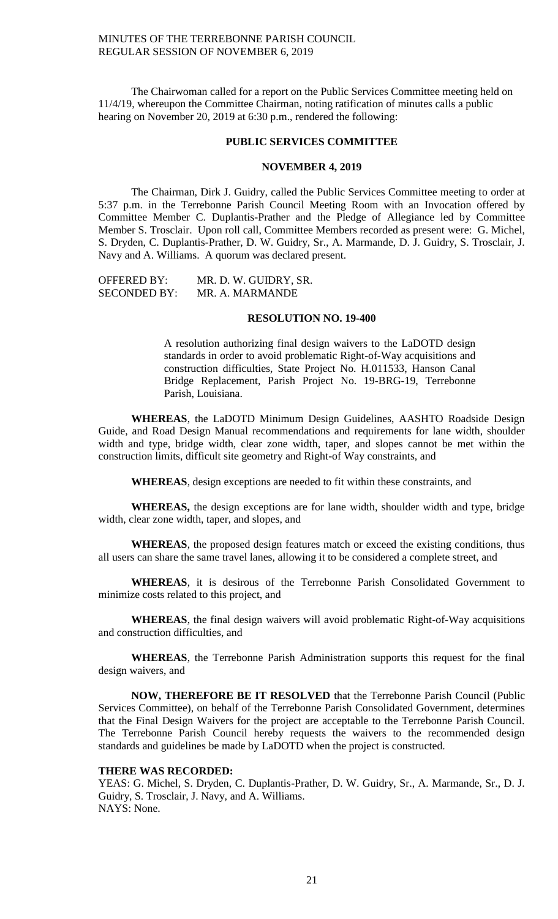The Chairwoman called for a report on the Public Services Committee meeting held on 11/4/19, whereupon the Committee Chairman, noting ratification of minutes calls a public hearing on November 20, 2019 at 6:30 p.m., rendered the following:

## PUBLIC SERVICES COMMITTEE

## NOVEMBER 4, 2019

The Chairman, Dirk J. Guidry, called the Public Services Committee meeting to order at 5:37 p.m. in the Terrebonne Parish Council Meeting Room with an Invocation offered by Committee Member C. Duplantis-Prather and the Pledge of Allegiance led by Committee Member S. Trosclair. Upon roll call, Committee Members recorded as present were: G. Michel, S. Dryden, C. Duplantis-Prather, D. W. Guidry, Sr., A. Marmande, D. J. Guidry, S. Trosclair, J. Navy and A. Williams. A quorum was declared present.

OFFERED BY: MR. D. W. GUIDRY, SR.
SECONDED BY: MR. A. MARMANDE

## RESOLUTION NO. 19-400

A resolution authorizing final design waivers to the LaDOTD design standards in order to avoid problematic Right-of-Way acquisitions and construction difficulties, State Project No. H.011533, Hanson Canal Bridge Replacement, Parish Project No. 19-BRG-19, Terrebonne Parish, Louisiana.

**WHEREAS**, the LaDOTD Minimum Design Guidelines, AASHTO Roadside Design Guide, and Road Design Manual recommendations and requirements for lane width, shoulder width and type, bridge width, clear zone width, taper, and slopes cannot be met within the construction limits, difficult site geometry and Right-of Way constraints, and

**WHEREAS**, design exceptions are needed to fit within these constraints, and

**WHEREAS,** the design exceptions are for lane width, shoulder width and type, bridge width, clear zone width, taper, and slopes, and

**WHEREAS**, the proposed design features match or exceed the existing conditions, thus all users can share the same travel lanes, allowing it to be considered a complete street, and

**WHEREAS**, it is desirous of the Terrebonne Parish Consolidated Government to minimize costs related to this project, and

**WHEREAS**, the final design waivers will avoid problematic Right-of-Way acquisitions and construction difficulties, and

**WHEREAS**, the Terrebonne Parish Administration supports this request for the final design waivers, and

**NOW, THEREFORE BE IT RESOLVED** that the Terrebonne Parish Council (Public Services Committee), on behalf of the Terrebonne Parish Consolidated Government, determines that the Final Design Waivers for the project are acceptable to the Terrebonne Parish Council. The Terrebonne Parish Council hereby requests the waivers to the recommended design standards and guidelines be made by LaDOTD when the project is constructed.

**THERE WAS RECORDED:**
YEAS: G. Michel, S. Dryden, C. Duplantis-Prather, D. W. Guidry, Sr., A. Marmande, Sr., D. J. Guidry, S. Trosclair, J. Navy, and A. Williams.
NAYS: None.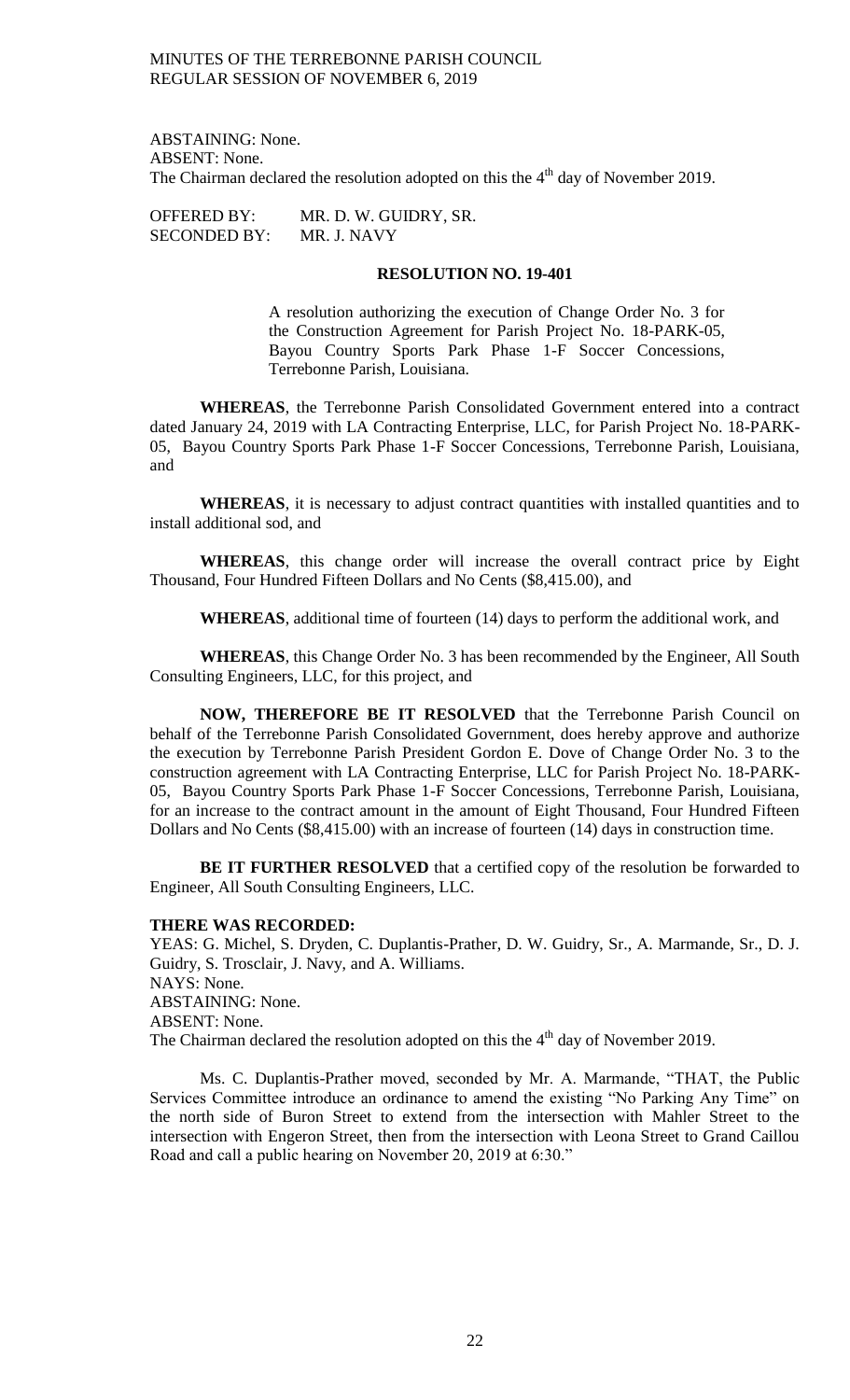ABSTAINING: None.
ABSENT: None.
The Chairman declared the resolution adopted on this the 4th day of November 2019.

OFFERED BY: MR. D. W. GUIDRY, SR.
SECONDED BY: MR. J. NAVY

**RESOLUTION NO. 19-401**

A resolution authorizing the execution of Change Order No. 3 for the Construction Agreement for Parish Project No. 18-PARK-05, Bayou Country Sports Park Phase 1-F Soccer Concessions, Terrebonne Parish, Louisiana.

**WHEREAS**, the Terrebonne Parish Consolidated Government entered into a contract dated January 24, 2019 with LA Contracting Enterprise, LLC, for Parish Project No. 18-PARK-05, Bayou Country Sports Park Phase 1-F Soccer Concessions, Terrebonne Parish, Louisiana, and

**WHEREAS**, it is necessary to adjust contract quantities with installed quantities and to install additional sod, and

**WHEREAS**, this change order will increase the overall contract price by Eight Thousand, Four Hundred Fifteen Dollars and No Cents ($8,415.00), and

**WHEREAS**, additional time of fourteen (14) days to perform the additional work, and

**WHEREAS**, this Change Order No. 3 has been recommended by the Engineer, All South Consulting Engineers, LLC, for this project, and

**NOW, THEREFORE BE IT RESOLVED** that the Terrebonne Parish Council on behalf of the Terrebonne Parish Consolidated Government, does hereby approve and authorize the execution by Terrebonne Parish President Gordon E. Dove of Change Order No. 3 to the construction agreement with LA Contracting Enterprise, LLC for Parish Project No. 18-PARK-05, Bayou Country Sports Park Phase 1-F Soccer Concessions, Terrebonne Parish, Louisiana, for an increase to the contract amount in the amount of Eight Thousand, Four Hundred Fifteen Dollars and No Cents ($8,415.00) with an increase of fourteen (14) days in construction time.

**BE IT FURTHER RESOLVED** that a certified copy of the resolution be forwarded to Engineer, All South Consulting Engineers, LLC.

**THERE WAS RECORDED:**
YEAS: G. Michel, S. Dryden, C. Duplantis-Prather, D. W. Guidry, Sr., A. Marmande, Sr., D. J. Guidry, S. Trosclair, J. Navy, and A. Williams.
NAYS: None.
ABSTAINING: None.
ABSENT: None.
The Chairman declared the resolution adopted on this the 4th day of November 2019.

Ms. C. Duplantis-Prather moved, seconded by Mr. A. Marmande, "THAT, the Public Services Committee introduce an ordinance to amend the existing "No Parking Any Time" on the north side of Buron Street to extend from the intersection with Mahler Street to the intersection with Engeron Street, then from the intersection with Leona Street to Grand Caillou Road and call a public hearing on November 20, 2019 at 6:30."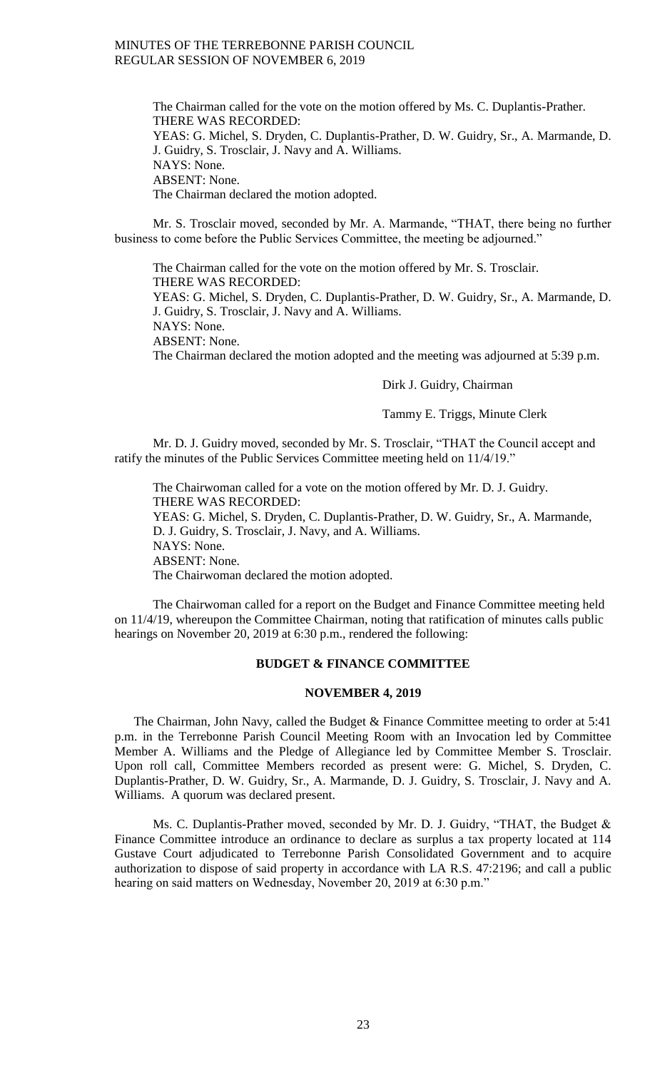The Chairman called for the vote on the motion offered by Ms. C. Duplantis-Prather.
THERE WAS RECORDED:
YEAS: G. Michel, S. Dryden, C. Duplantis-Prather, D. W. Guidry, Sr., A. Marmande, D. J. Guidry, S. Trosclair, J. Navy and A. Williams.
NAYS: None.
ABSENT: None.
The Chairman declared the motion adopted.

Mr. S. Trosclair moved, seconded by Mr. A. Marmande, "THAT, there being no further business to come before the Public Services Committee, the meeting be adjourned."

The Chairman called for the vote on the motion offered by Mr. S. Trosclair.
THERE WAS RECORDED:
YEAS: G. Michel, S. Dryden, C. Duplantis-Prather, D. W. Guidry, Sr., A. Marmande, D. J. Guidry, S. Trosclair, J. Navy and A. Williams.
NAYS: None.
ABSENT: None.
The Chairman declared the motion adopted and the meeting was adjourned at 5:39 p.m.

Dirk J. Guidry, Chairman

Tammy E. Triggs, Minute Clerk

Mr. D. J. Guidry moved, seconded by Mr. S. Trosclair, "THAT the Council accept and ratify the minutes of the Public Services Committee meeting held on 11/4/19."

The Chairwoman called for a vote on the motion offered by Mr. D. J. Guidry.
THERE WAS RECORDED:
YEAS: G. Michel, S. Dryden, C. Duplantis-Prather, D. W. Guidry, Sr., A. Marmande, D. J. Guidry, S. Trosclair, J. Navy, and A. Williams.
NAYS: None.
ABSENT: None.
The Chairwoman declared the motion adopted.

The Chairwoman called for a report on the Budget and Finance Committee meeting held on 11/4/19, whereupon the Committee Chairman, noting that ratification of minutes calls public hearings on November 20, 2019 at 6:30 p.m., rendered the following:

**BUDGET & FINANCE COMMITTEE**

**NOVEMBER 4, 2019**

The Chairman, John Navy, called the Budget & Finance Committee meeting to order at 5:41 p.m. in the Terrebonne Parish Council Meeting Room with an Invocation led by Committee Member A. Williams and the Pledge of Allegiance led by Committee Member S. Trosclair. Upon roll call, Committee Members recorded as present were: G. Michel, S. Dryden, C. Duplantis-Prather, D. W. Guidry, Sr., A. Marmande, D. J. Guidry, S. Trosclair, J. Navy and A. Williams. A quorum was declared present.

Ms. C. Duplantis-Prather moved, seconded by Mr. D. J. Guidry, "THAT, the Budget & Finance Committee introduce an ordinance to declare as surplus a tax property located at 114 Gustave Court adjudicated to Terrebonne Parish Consolidated Government and to acquire authorization to dispose of said property in accordance with LA R.S. 47:2196; and call a public hearing on said matters on Wednesday, November 20, 2019 at 6:30 p.m."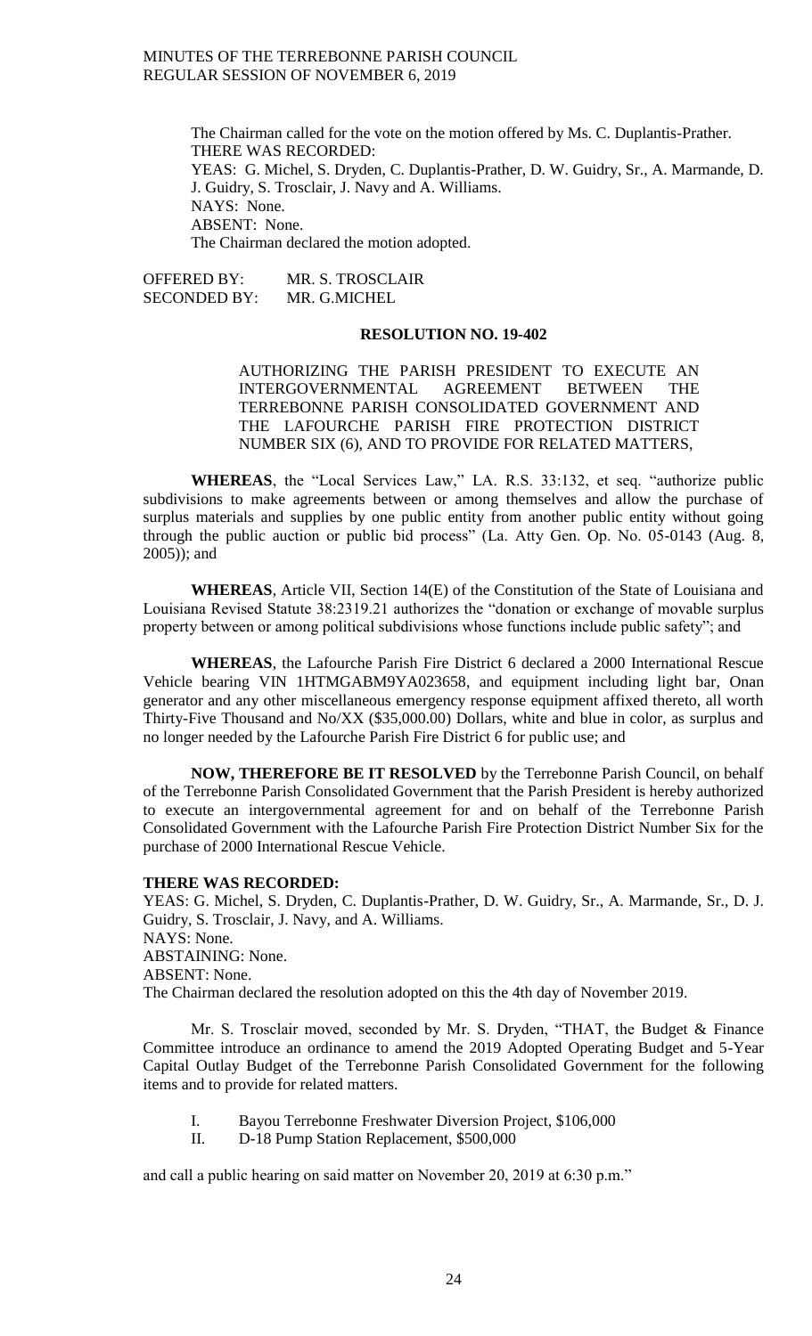The Chairman called for the vote on the motion offered by Ms. C. Duplantis-Prather.
THERE WAS RECORDED:
YEAS: G. Michel, S. Dryden, C. Duplantis-Prather, D. W. Guidry, Sr., A. Marmande, D. J. Guidry, S. Trosclair, J. Navy and A. Williams.
NAYS: None.
ABSENT: None.
The Chairman declared the motion adopted.

OFFERED BY: MR. S. TROSCLAIR
SECONDED BY: MR. G.MICHEL

**RESOLUTION NO. 19-402**

AUTHORIZING THE PARISH PRESIDENT TO EXECUTE AN INTERGOVERNMENTAL AGREEMENT BETWEEN THE TERREBONNE PARISH CONSOLIDATED GOVERNMENT AND THE LAFOURCHE PARISH FIRE PROTECTION DISTRICT NUMBER SIX (6), AND TO PROVIDE FOR RELATED MATTERS,

**WHEREAS**, the "Local Services Law," LA. R.S. 33:132, et seq. "authorize public subdivisions to make agreements between or among themselves and allow the purchase of surplus materials and supplies by one public entity from another public entity without going through the public auction or public bid process" (La. Atty Gen. Op. No. 05-0143 (Aug. 8, 2005)); and

**WHEREAS**, Article VII, Section 14(E) of the Constitution of the State of Louisiana and Louisiana Revised Statute 38:2319.21 authorizes the "donation or exchange of movable surplus property between or among political subdivisions whose functions include public safety"; and

**WHEREAS**, the Lafourche Parish Fire District 6 declared a 2000 International Rescue Vehicle bearing VIN 1HTMGABM9YA023658, and equipment including light bar, Onan generator and any other miscellaneous emergency response equipment affixed thereto, all worth Thirty-Five Thousand and No/XX ($35,000.00) Dollars, white and blue in color, as surplus and no longer needed by the Lafourche Parish Fire District 6 for public use; and

**NOW, THEREFORE BE IT RESOLVED** by the Terrebonne Parish Council, on behalf of the Terrebonne Parish Consolidated Government that the Parish President is hereby authorized to execute an intergovernmental agreement for and on behalf of the Terrebonne Parish Consolidated Government with the Lafourche Parish Fire Protection District Number Six for the purchase of 2000 International Rescue Vehicle.

**THERE WAS RECORDED:**
YEAS: G. Michel, S. Dryden, C. Duplantis-Prather, D. W. Guidry, Sr., A. Marmande, Sr., D. J. Guidry, S. Trosclair, J. Navy, and A. Williams.
NAYS: None.
ABSTAINING: None.
ABSENT: None.
The Chairman declared the resolution adopted on this the 4th day of November 2019.

Mr. S. Trosclair moved, seconded by Mr. S. Dryden, "THAT, the Budget & Finance Committee introduce an ordinance to amend the 2019 Adopted Operating Budget and 5-Year Capital Outlay Budget of the Terrebonne Parish Consolidated Government for the following items and to provide for related matters.

I. Bayou Terrebonne Freshwater Diversion Project, $106,000
II. D-18 Pump Station Replacement, $500,000

and call a public hearing on said matter on November 20, 2019 at 6:30 p.m."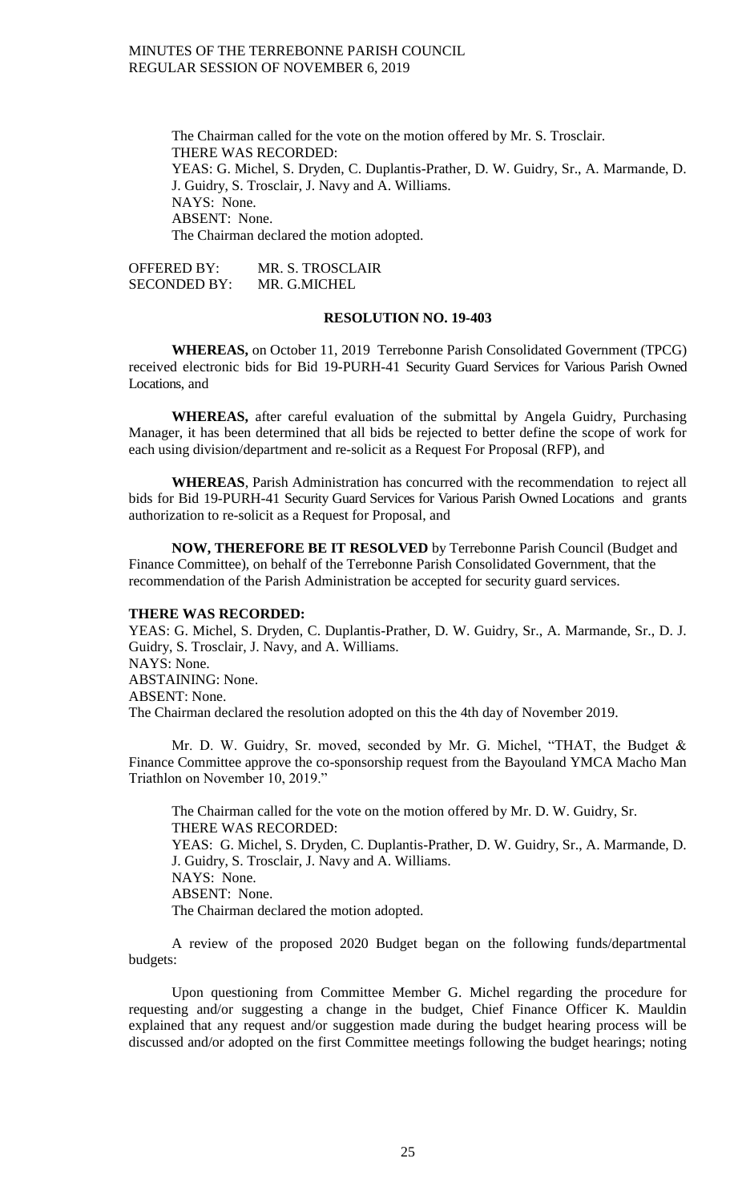The Chairman called for the vote on the motion offered by Mr. S. Trosclair.
THERE WAS RECORDED:
YEAS: G. Michel, S. Dryden, C. Duplantis-Prather, D. W. Guidry, Sr., A. Marmande, D. J. Guidry, S. Trosclair, J. Navy and A. Williams.
NAYS: None.
ABSENT: None.
The Chairman declared the motion adopted.

OFFERED BY: MR. S. TROSCLAIR
SECONDED BY: MR. G.MICHEL

**RESOLUTION NO. 19-403**

**WHEREAS,** on October 11, 2019 Terrebonne Parish Consolidated Government (TPCG) received electronic bids for Bid 19-PURH-41 Security Guard Services for Various Parish Owned Locations, and

**WHEREAS,** after careful evaluation of the submittal by Angela Guidry, Purchasing Manager, it has been determined that all bids be rejected to better define the scope of work for each using division/department and re-solicit as a Request For Proposal (RFP), and

**WHEREAS**, Parish Administration has concurred with the recommendation to reject all bids for Bid 19-PURH-41 Security Guard Services for Various Parish Owned Locations and grants authorization to re-solicit as a Request for Proposal, and

**NOW, THEREFORE BE IT RESOLVED** by Terrebonne Parish Council (Budget and Finance Committee), on behalf of the Terrebonne Parish Consolidated Government, that the recommendation of the Parish Administration be accepted for security guard services.

**THERE WAS RECORDED:**
YEAS: G. Michel, S. Dryden, C. Duplantis-Prather, D. W. Guidry, Sr., A. Marmande, Sr., D. J. Guidry, S. Trosclair, J. Navy, and A. Williams.
NAYS: None.
ABSTAINING: None.
ABSENT: None.
The Chairman declared the resolution adopted on this the 4th day of November 2019.

Mr. D. W. Guidry, Sr. moved, seconded by Mr. G. Michel, "THAT, the Budget & Finance Committee approve the co-sponsorship request from the Bayouland YMCA Macho Man Triathlon on November 10, 2019."

The Chairman called for the vote on the motion offered by Mr. D. W. Guidry, Sr.
THERE WAS RECORDED:
YEAS: G. Michel, S. Dryden, C. Duplantis-Prather, D. W. Guidry, Sr., A. Marmande, D. J. Guidry, S. Trosclair, J. Navy and A. Williams.
NAYS: None.
ABSENT: None.
The Chairman declared the motion adopted.

A review of the proposed 2020 Budget began on the following funds/departmental budgets:

Upon questioning from Committee Member G. Michel regarding the procedure for requesting and/or suggesting a change in the budget, Chief Finance Officer K. Mauldin explained that any request and/or suggestion made during the budget hearing process will be discussed and/or adopted on the first Committee meetings following the budget hearings; noting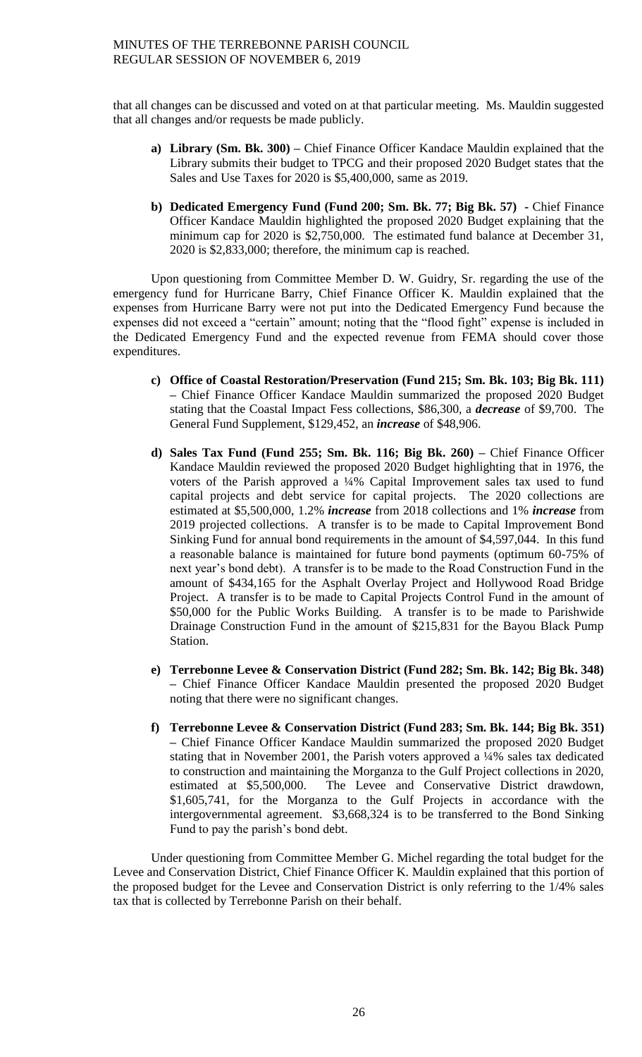that all changes can be discussed and voted on at that particular meeting. Ms. Mauldin suggested that all changes and/or requests be made publicly.

- **a) Library (Sm. Bk. 300) –** Chief Finance Officer Kandace Mauldin explained that the Library submits their budget to TPCG and their proposed 2020 Budget states that the Sales and Use Taxes for 2020 is $5,400,000, same as 2019.

- **b) Dedicated Emergency Fund (Fund 200; Sm. Bk. 77; Big Bk. 57) -** Chief Finance Officer Kandace Mauldin highlighted the proposed 2020 Budget explaining that the minimum cap for 2020 is $2,750,000. The estimated fund balance at December 31, 2020 is $2,833,000; therefore, the minimum cap is reached.

Upon questioning from Committee Member D. W. Guidry, Sr. regarding the use of the emergency fund for Hurricane Barry, Chief Finance Officer K. Mauldin explained that the expenses from Hurricane Barry were not put into the Dedicated Emergency Fund because the expenses did not exceed a "certain" amount; noting that the "flood fight" expense is included in the Dedicated Emergency Fund and the expected revenue from FEMA should cover those expenditures.

- **c) Office of Coastal Restoration/Preservation (Fund 215; Sm. Bk. 103; Big Bk. 111) –** Chief Finance Officer Kandace Mauldin summarized the proposed 2020 Budget stating that the Coastal Impact Fess collections, $86,300, a ***decrease*** of $9,700. The General Fund Supplement, $129,452, an ***increase*** of $48,906.

- **d) Sales Tax Fund (Fund 255; Sm. Bk. 116; Big Bk. 260) –** Chief Finance Officer Kandace Mauldin reviewed the proposed 2020 Budget highlighting that in 1976, the voters of the Parish approved a ¼% Capital Improvement sales tax used to fund capital projects and debt service for capital projects. The 2020 collections are estimated at $5,500,000, 1.2% ***increase*** from 2018 collections and 1% ***increase*** from 2019 projected collections. A transfer is to be made to Capital Improvement Bond Sinking Fund for annual bond requirements in the amount of $4,597,044. In this fund a reasonable balance is maintained for future bond payments (optimum 60-75% of next year's bond debt). A transfer is to be made to the Road Construction Fund in the amount of $434,165 for the Asphalt Overlay Project and Hollywood Road Bridge Project. A transfer is to be made to Capital Projects Control Fund in the amount of $50,000 for the Public Works Building. A transfer is to be made to Parishwide Drainage Construction Fund in the amount of $215,831 for the Bayou Black Pump Station.

- **e) Terrebonne Levee & Conservation District (Fund 282; Sm. Bk. 142; Big Bk. 348) –** Chief Finance Officer Kandace Mauldin presented the proposed 2020 Budget noting that there were no significant changes.

- **f) Terrebonne Levee & Conservation District (Fund 283; Sm. Bk. 144; Big Bk. 351) –** Chief Finance Officer Kandace Mauldin summarized the proposed 2020 Budget stating that in November 2001, the Parish voters approved a ¼% sales tax dedicated to construction and maintaining the Morganza to the Gulf Project collections in 2020, estimated at $5,500,000. The Levee and Conservative District drawdown, $1,605,741, for the Morganza to the Gulf Projects in accordance with the intergovernmental agreement. $3,668,324 is to be transferred to the Bond Sinking Fund to pay the parish's bond debt.

Under questioning from Committee Member G. Michel regarding the total budget for the Levee and Conservation District, Chief Finance Officer K. Mauldin explained that this portion of the proposed budget for the Levee and Conservation District is only referring to the 1/4% sales tax that is collected by Terrebonne Parish on their behalf.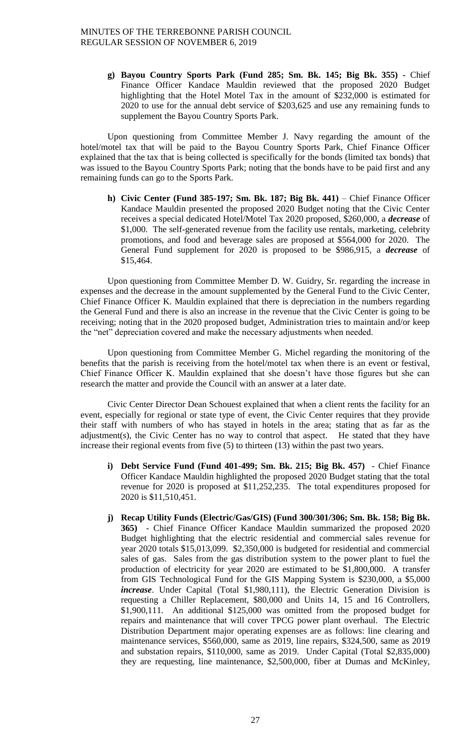g) **Bayou Country Sports Park (Fund 285; Sm. Bk. 145; Big Bk. 355) -** Chief Finance Officer Kandace Mauldin reviewed that the proposed 2020 Budget highlighting that the Hotel Motel Tax in the amount of $232,000 is estimated for 2020 to use for the annual debt service of $203,625 and use any remaining funds to supplement the Bayou Country Sports Park.

Upon questioning from Committee Member J. Navy regarding the amount of the hotel/motel tax that will be paid to the Bayou Country Sports Park, Chief Finance Officer explained that the tax that is being collected is specifically for the bonds (limited tax bonds) that was issued to the Bayou Country Sports Park; noting that the bonds have to be paid first and any remaining funds can go to the Sports Park.

h) **Civic Center (Fund 385-197; Sm. Bk. 187; Big Bk. 441)** – Chief Finance Officer Kandace Mauldin presented the proposed 2020 Budget noting that the Civic Center receives a special dedicated Hotel/Motel Tax 2020 proposed, $260,000, a ***decrease*** of $1,000. The self-generated revenue from the facility use rentals, marketing, celebrity promotions, and food and beverage sales are proposed at $564,000 for 2020. The General Fund supplement for 2020 is proposed to be $986,915, a ***decrease*** of $15,464.

Upon questioning from Committee Member D. W. Guidry, Sr. regarding the increase in expenses and the decrease in the amount supplemented by the General Fund to the Civic Center, Chief Finance Officer K. Mauldin explained that there is depreciation in the numbers regarding the General Fund and there is also an increase in the revenue that the Civic Center is going to be receiving; noting that in the 2020 proposed budget, Administration tries to maintain and/or keep the "net" depreciation covered and make the necessary adjustments when needed.

Upon questioning from Committee Member G. Michel regarding the monitoring of the benefits that the parish is receiving from the hotel/motel tax when there is an event or festival, Chief Finance Officer K. Mauldin explained that she doesn't have those figures but she can research the matter and provide the Council with an answer at a later date.

Civic Center Director Dean Schouest explained that when a client rents the facility for an event, especially for regional or state type of event, the Civic Center requires that they provide their staff with numbers of who has stayed in hotels in the area; stating that as far as the adjustment(s), the Civic Center has no way to control that aspect. He stated that they have increase their regional events from five (5) to thirteen (13) within the past two years.

i) **Debt Service Fund (Fund 401-499; Sm. Bk. 215; Big Bk. 457)** - Chief Finance Officer Kandace Mauldin highlighted the proposed 2020 Budget stating that the total revenue for 2020 is proposed at $11,252,235. The total expenditures proposed for 2020 is $11,510,451.

j) **Recap Utility Funds (Electric/Gas/GIS) (Fund 300/301/306; Sm. Bk. 158; Big Bk. 365)** - Chief Finance Officer Kandace Mauldin summarized the proposed 2020 Budget highlighting that the electric residential and commercial sales revenue for year 2020 totals $15,013,099. $2,350,000 is budgeted for residential and commercial sales of gas. Sales from the gas distribution system to the power plant to fuel the production of electricity for year 2020 are estimated to be $1,800,000. A transfer from GIS Technological Fund for the GIS Mapping System is $230,000, a $5,000 ***increase***. Under Capital (Total $1,980,111), the Electric Generation Division is requesting a Chiller Replacement, $80,000 and Units 14, 15 and 16 Controllers, $1,900,111. An additional $125,000 was omitted from the proposed budget for repairs and maintenance that will cover TPCG power plant overhaul. The Electric Distribution Department major operating expenses are as follows: line clearing and maintenance services, $560,000, same as 2019, line repairs, $324,500, same as 2019 and substation repairs, $110,000, same as 2019. Under Capital (Total $2,835,000) they are requesting, line maintenance, $2,500,000, fiber at Dumas and McKinley,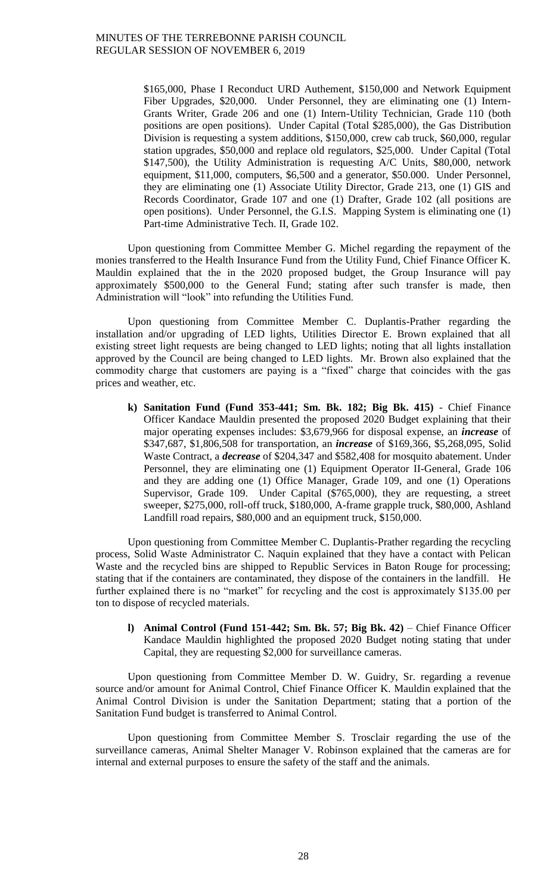$165,000, Phase I Reconduct URD Authement, $150,000 and Network Equipment Fiber Upgrades, $20,000. Under Personnel, they are eliminating one (1) Intern-Grants Writer, Grade 206 and one (1) Intern-Utility Technician, Grade 110 (both positions are open positions). Under Capital (Total $285,000), the Gas Distribution Division is requesting a system additions, $150,000, crew cab truck, $60,000, regular station upgrades, $50,000 and replace old regulators, $25,000. Under Capital (Total $147,500), the Utility Administration is requesting A/C Units, $80,000, network equipment, $11,000, computers, $6,500 and a generator, $50.000. Under Personnel, they are eliminating one (1) Associate Utility Director, Grade 213, one (1) GIS and Records Coordinator, Grade 107 and one (1) Drafter, Grade 102 (all positions are open positions). Under Personnel, the G.I.S. Mapping System is eliminating one (1) Part-time Administrative Tech. II, Grade 102.

Upon questioning from Committee Member G. Michel regarding the repayment of the monies transferred to the Health Insurance Fund from the Utility Fund, Chief Finance Officer K. Mauldin explained that the in the 2020 proposed budget, the Group Insurance will pay approximately $500,000 to the General Fund; stating after such transfer is made, then Administration will "look" into refunding the Utilities Fund.

Upon questioning from Committee Member C. Duplantis-Prather regarding the installation and/or upgrading of LED lights, Utilities Director E. Brown explained that all existing street light requests are being changed to LED lights; noting that all lights installation approved by the Council are being changed to LED lights. Mr. Brown also explained that the commodity charge that customers are paying is a "fixed" charge that coincides with the gas prices and weather, etc.

**k) Sanitation Fund (Fund 353-441; Sm. Bk. 182; Big Bk. 415)** - Chief Finance Officer Kandace Mauldin presented the proposed 2020 Budget explaining that their major operating expenses includes: $3,679,966 for disposal expense, an ***increase*** of $347,687, $1,806,508 for transportation, an ***increase*** of $169,366, $5,268,095, Solid Waste Contract, a ***decrease*** of $204,347 and $582,408 for mosquito abatement. Under Personnel, they are eliminating one (1) Equipment Operator II-General, Grade 106 and they are adding one (1) Office Manager, Grade 109, and one (1) Operations Supervisor, Grade 109. Under Capital ($765,000), they are requesting, a street sweeper, $275,000, roll-off truck, $180,000, A-frame grapple truck, $80,000, Ashland Landfill road repairs, $80,000 and an equipment truck, $150,000.

Upon questioning from Committee Member C. Duplantis-Prather regarding the recycling process, Solid Waste Administrator C. Naquin explained that they have a contact with Pelican Waste and the recycled bins are shipped to Republic Services in Baton Rouge for processing; stating that if the containers are contaminated, they dispose of the containers in the landfill. He further explained there is no "market" for recycling and the cost is approximately $135.00 per ton to dispose of recycled materials.

**l) Animal Control (Fund 151-442; Sm. Bk. 57; Big Bk. 42)** – Chief Finance Officer Kandace Mauldin highlighted the proposed 2020 Budget noting stating that under Capital, they are requesting $2,000 for surveillance cameras.

Upon questioning from Committee Member D. W. Guidry, Sr. regarding a revenue source and/or amount for Animal Control, Chief Finance Officer K. Mauldin explained that the Animal Control Division is under the Sanitation Department; stating that a portion of the Sanitation Fund budget is transferred to Animal Control.

Upon questioning from Committee Member S. Trosclair regarding the use of the surveillance cameras, Animal Shelter Manager V. Robinson explained that the cameras are for internal and external purposes to ensure the safety of the staff and the animals.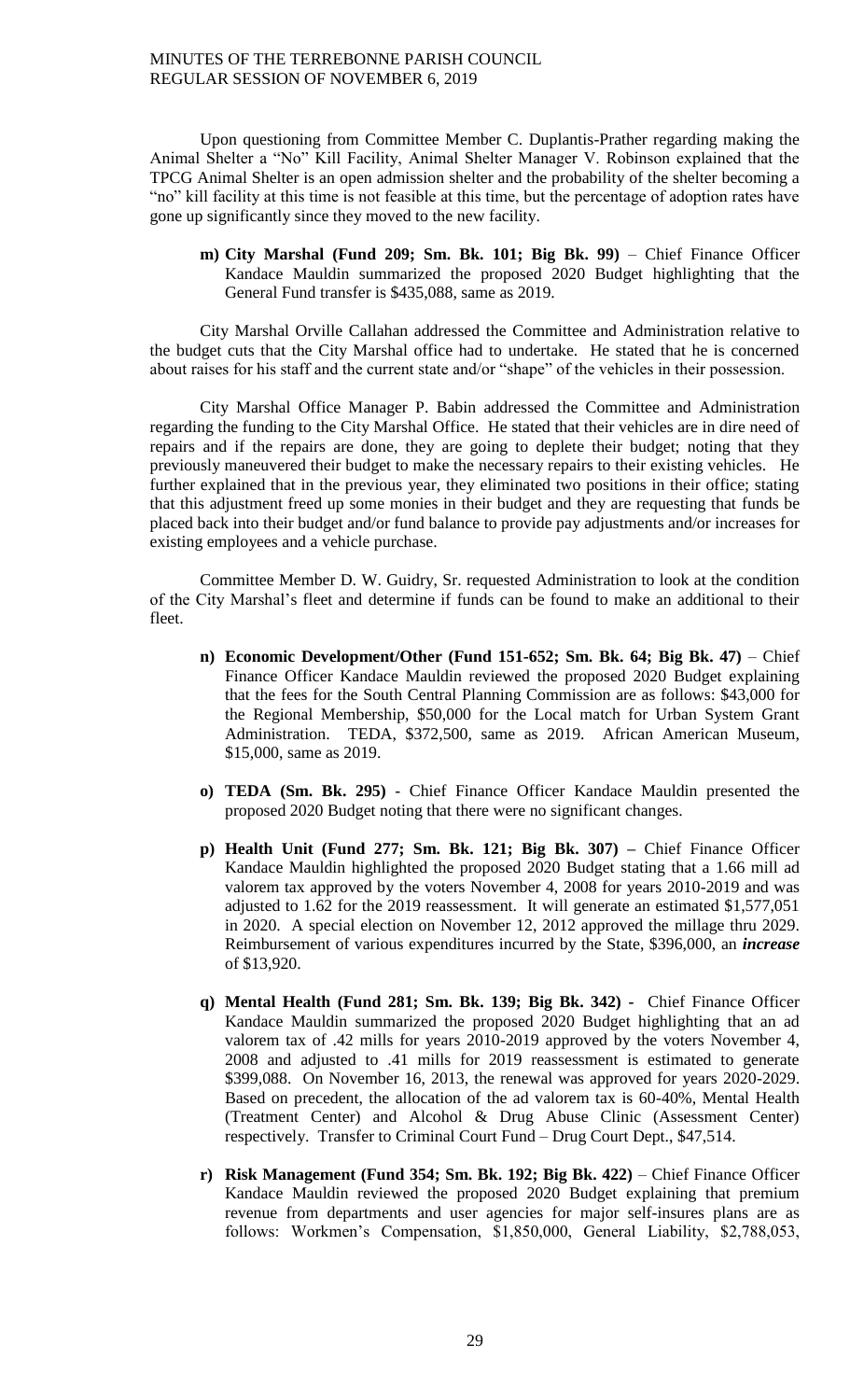Upon questioning from Committee Member C. Duplantis-Prather regarding making the Animal Shelter a "No" Kill Facility, Animal Shelter Manager V. Robinson explained that the TPCG Animal Shelter is an open admission shelter and the probability of the shelter becoming a "no" kill facility at this time is not feasible at this time, but the percentage of adoption rates have gone up significantly since they moved to the new facility.

m) **City Marshal (Fund 209; Sm. Bk. 101; Big Bk. 99)** – Chief Finance Officer Kandace Mauldin summarized the proposed 2020 Budget highlighting that the General Fund transfer is $435,088, same as 2019.

City Marshal Orville Callahan addressed the Committee and Administration relative to the budget cuts that the City Marshal office had to undertake. He stated that he is concerned about raises for his staff and the current state and/or "shape" of the vehicles in their possession.

City Marshal Office Manager P. Babin addressed the Committee and Administration regarding the funding to the City Marshal Office. He stated that their vehicles are in dire need of repairs and if the repairs are done, they are going to deplete their budget; noting that they previously maneuvered their budget to make the necessary repairs to their existing vehicles. He further explained that in the previous year, they eliminated two positions in their office; stating that this adjustment freed up some monies in their budget and they are requesting that funds be placed back into their budget and/or fund balance to provide pay adjustments and/or increases for existing employees and a vehicle purchase.

Committee Member D. W. Guidry, Sr. requested Administration to look at the condition of the City Marshal's fleet and determine if funds can be found to make an additional to their fleet.

n) **Economic Development/Other (Fund 151-652; Sm. Bk. 64; Big Bk. 47)** – Chief Finance Officer Kandace Mauldin reviewed the proposed 2020 Budget explaining that the fees for the South Central Planning Commission are as follows: $43,000 for the Regional Membership, $50,000 for the Local match for Urban System Grant Administration. TEDA, $372,500, same as 2019. African American Museum, $15,000, same as 2019.

o) **TEDA (Sm. Bk. 295)** - Chief Finance Officer Kandace Mauldin presented the proposed 2020 Budget noting that there were no significant changes.

p) **Health Unit (Fund 277; Sm. Bk. 121; Big Bk. 307) –** Chief Finance Officer Kandace Mauldin highlighted the proposed 2020 Budget stating that a 1.66 mill ad valorem tax approved by the voters November 4, 2008 for years 2010-2019 and was adjusted to 1.62 for the 2019 reassessment. It will generate an estimated $1,577,051 in 2020. A special election on November 12, 2012 approved the millage thru 2029. Reimbursement of various expenditures incurred by the State, $396,000, an ***increase*** of $13,920.

q) **Mental Health (Fund 281; Sm. Bk. 139; Big Bk. 342) -** Chief Finance Officer Kandace Mauldin summarized the proposed 2020 Budget highlighting that an ad valorem tax of .42 mills for years 2010-2019 approved by the voters November 4, 2008 and adjusted to .41 mills for 2019 reassessment is estimated to generate $399,088. On November 16, 2013, the renewal was approved for years 2020-2029. Based on precedent, the allocation of the ad valorem tax is 60-40%, Mental Health (Treatment Center) and Alcohol & Drug Abuse Clinic (Assessment Center) respectively. Transfer to Criminal Court Fund – Drug Court Dept., $47,514.

r) **Risk Management (Fund 354; Sm. Bk. 192; Big Bk. 422)** – Chief Finance Officer Kandace Mauldin reviewed the proposed 2020 Budget explaining that premium revenue from departments and user agencies for major self-insures plans are as follows: Workmen's Compensation, $1,850,000, General Liability, $2,788,053,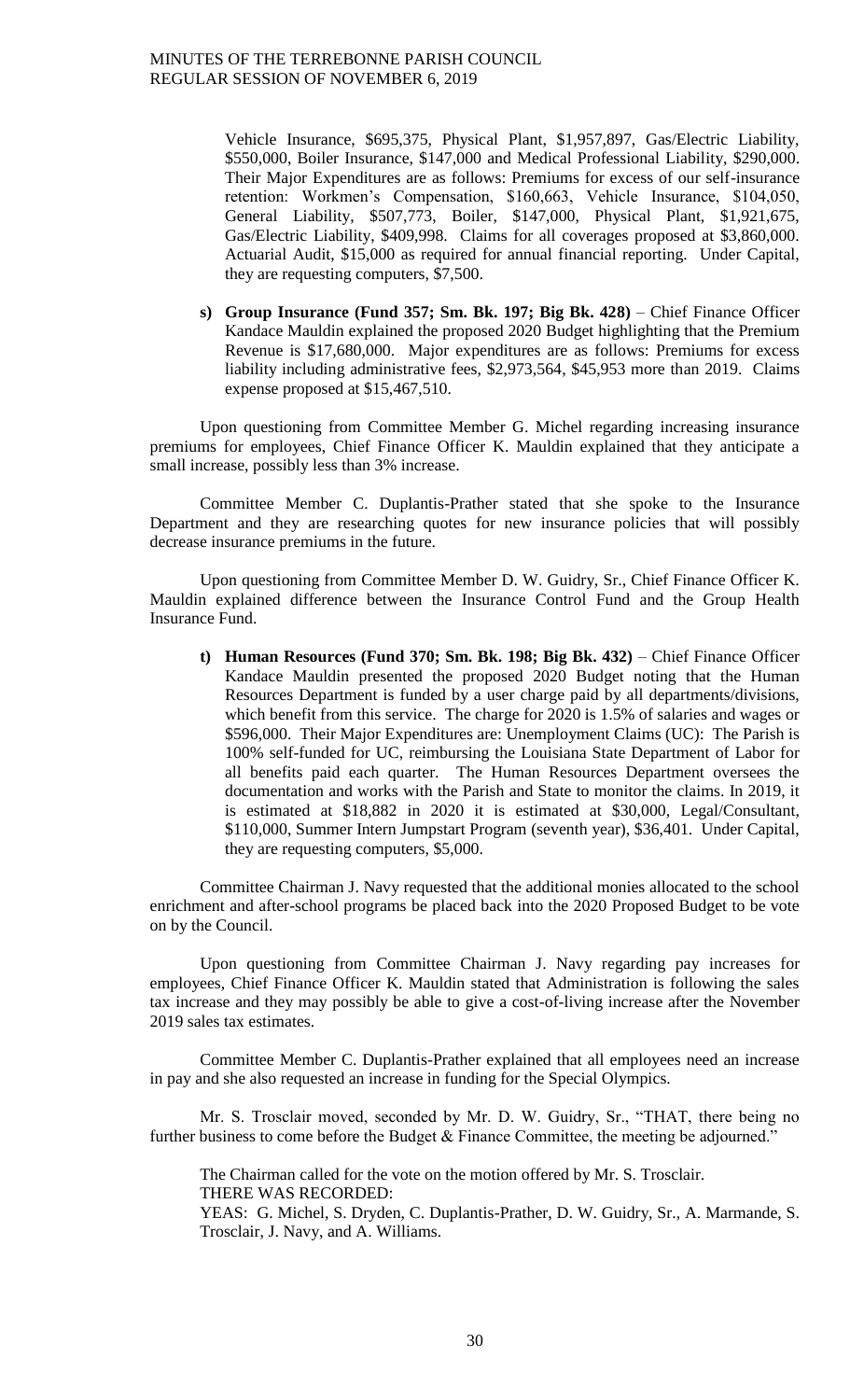Vehicle Insurance, $695,375, Physical Plant, $1,957,897, Gas/Electric Liability, $550,000, Boiler Insurance, $147,000 and Medical Professional Liability, $290,000. Their Major Expenditures are as follows: Premiums for excess of our self-insurance retention: Workmen's Compensation, $160,663, Vehicle Insurance, $104,050, General Liability, $507,773, Boiler, $147,000, Physical Plant, $1,921,675, Gas/Electric Liability, $409,998. Claims for all coverages proposed at $3,860,000. Actuarial Audit, $15,000 as required for annual financial reporting. Under Capital, they are requesting computers, $7,500.

s) **Group Insurance (Fund 357; Sm. Bk. 197; Big Bk. 428)** – Chief Finance Officer Kandace Mauldin explained the proposed 2020 Budget highlighting that the Premium Revenue is $17,680,000. Major expenditures are as follows: Premiums for excess liability including administrative fees, $2,973,564, $45,953 more than 2019. Claims expense proposed at $15,467,510.

Upon questioning from Committee Member G. Michel regarding increasing insurance premiums for employees, Chief Finance Officer K. Mauldin explained that they anticipate a small increase, possibly less than 3% increase.

Committee Member C. Duplantis-Prather stated that she spoke to the Insurance Department and they are researching quotes for new insurance policies that will possibly decrease insurance premiums in the future.

Upon questioning from Committee Member D. W. Guidry, Sr., Chief Finance Officer K. Mauldin explained difference between the Insurance Control Fund and the Group Health Insurance Fund.

t) **Human Resources (Fund 370; Sm. Bk. 198; Big Bk. 432)** – Chief Finance Officer Kandace Mauldin presented the proposed 2020 Budget noting that the Human Resources Department is funded by a user charge paid by all departments/divisions, which benefit from this service. The charge for 2020 is 1.5% of salaries and wages or $596,000. Their Major Expenditures are: Unemployment Claims (UC): The Parish is 100% self-funded for UC, reimbursing the Louisiana State Department of Labor for all benefits paid each quarter. The Human Resources Department oversees the documentation and works with the Parish and State to monitor the claims. In 2019, it is estimated at $18,882 in 2020 it is estimated at $30,000, Legal/Consultant, $110,000, Summer Intern Jumpstart Program (seventh year), $36,401. Under Capital, they are requesting computers, $5,000.

Committee Chairman J. Navy requested that the additional monies allocated to the school enrichment and after-school programs be placed back into the 2020 Proposed Budget to be vote on by the Council.

Upon questioning from Committee Chairman J. Navy regarding pay increases for employees, Chief Finance Officer K. Mauldin stated that Administration is following the sales tax increase and they may possibly be able to give a cost-of-living increase after the November 2019 sales tax estimates.

Committee Member C. Duplantis-Prather explained that all employees need an increase in pay and she also requested an increase in funding for the Special Olympics.

Mr. S. Trosclair moved, seconded by Mr. D. W. Guidry, Sr., "THAT, there being no further business to come before the Budget & Finance Committee, the meeting be adjourned."

The Chairman called for the vote on the motion offered by Mr. S. Trosclair.
THERE WAS RECORDED:
YEAS: G. Michel, S. Dryden, C. Duplantis-Prather, D. W. Guidry, Sr., A. Marmande, S. Trosclair, J. Navy, and A. Williams.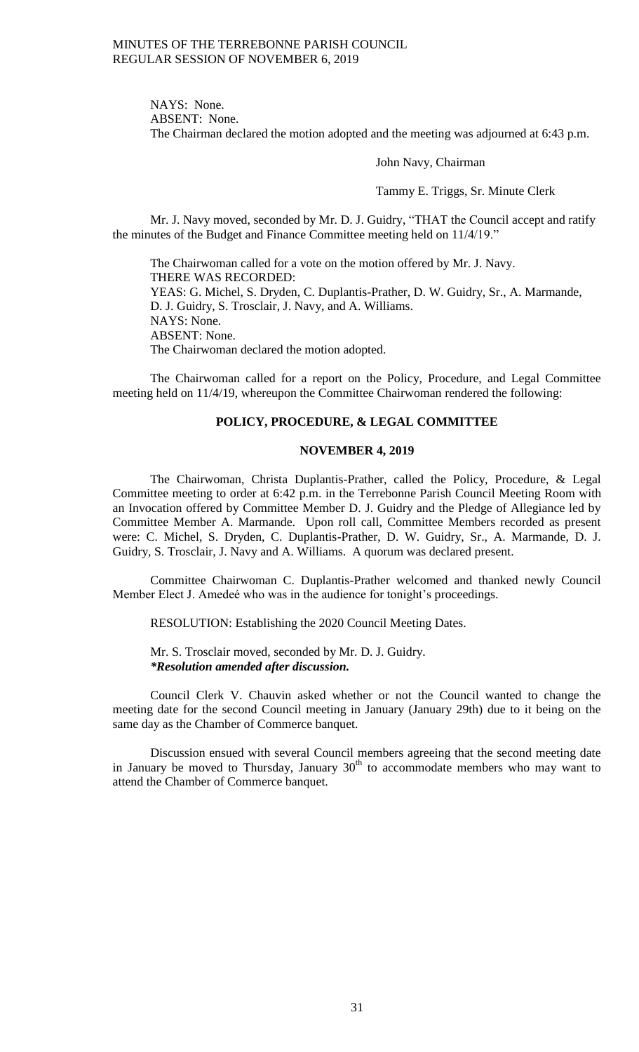NAYS: None.
ABSENT: None.
The Chairman declared the motion adopted and the meeting was adjourned at 6:43 p.m.

John Navy, Chairman

Tammy E. Triggs, Sr. Minute Clerk

Mr. J. Navy moved, seconded by Mr. D. J. Guidry, "THAT the Council accept and ratify the minutes of the Budget and Finance Committee meeting held on 11/4/19."

The Chairwoman called for a vote on the motion offered by Mr. J. Navy.
THERE WAS RECORDED:
YEAS: G. Michel, S. Dryden, C. Duplantis-Prather, D. W. Guidry, Sr., A. Marmande, D. J. Guidry, S. Trosclair, J. Navy, and A. Williams.
NAYS: None.
ABSENT: None.
The Chairwoman declared the motion adopted.

The Chairwoman called for a report on the Policy, Procedure, and Legal Committee meeting held on 11/4/19, whereupon the Committee Chairwoman rendered the following:

## POLICY, PROCEDURE, & LEGAL COMMITTEE

## NOVEMBER 4, 2019

The Chairwoman, Christa Duplantis-Prather, called the Policy, Procedure, & Legal Committee meeting to order at 6:42 p.m. in the Terrebonne Parish Council Meeting Room with an Invocation offered by Committee Member D. J. Guidry and the Pledge of Allegiance led by Committee Member A. Marmande. Upon roll call, Committee Members recorded as present were: C. Michel, S. Dryden, C. Duplantis-Prather, D. W. Guidry, Sr., A. Marmande, D. J. Guidry, S. Trosclair, J. Navy and A. Williams. A quorum was declared present.

Committee Chairwoman C. Duplantis-Prather welcomed and thanked newly Council Member Elect J. Amedeé who was in the audience for tonight's proceedings.

RESOLUTION: Establishing the 2020 Council Meeting Dates.

Mr. S. Trosclair moved, seconded by Mr. D. J. Guidry.
***Resolution amended after discussion.***

Council Clerk V. Chauvin asked whether or not the Council wanted to change the meeting date for the second Council meeting in January (January 29th) due to it being on the same day as the Chamber of Commerce banquet.

Discussion ensued with several Council members agreeing that the second meeting date in January be moved to Thursday, January 30th to accommodate members who may want to attend the Chamber of Commerce banquet.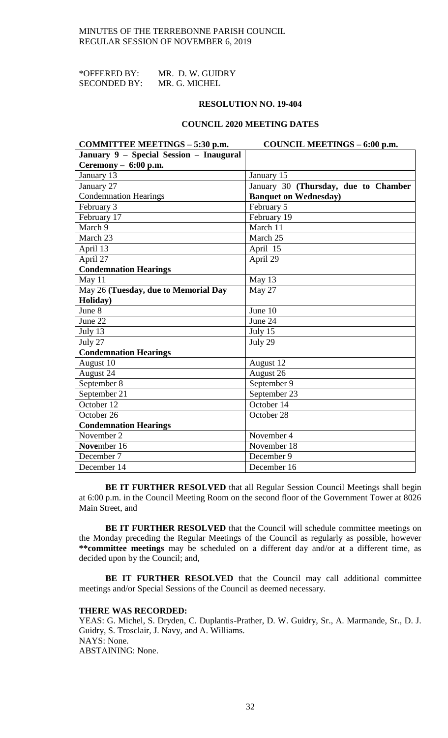MINUTES OF THE TERREBONNE PARISH COUNCIL
REGULAR SESSION OF NOVEMBER 6, 2019

*OFFERED BY: MR. D. W. GUIDRY
SECONDED BY: MR. G. MICHEL

**RESOLUTION NO. 19-404**

**COUNCIL 2020 MEETING DATES**

| COMMITTEE MEETINGS – 5:30 p.m. | COUNCIL MEETINGS – 6:00 p.m. |
|---|---|
| **January 9 – Special Session – Inaugural Ceremony – 6:00 p.m.** | |
| January 13 | January 15 |
| January 27 Condemnation Hearings | January 30 **(Thursday, due to Chamber Banquet on Wednesday)** |
| February 3 | February 5 |
| February 17 | February 19 |
| March 9 | March 11 |
| March 23 | March 25 |
| April 13 | April 15 |
| April 27 **Condemnation Hearings** | April 29 |
| May 11 | May 13 |
| May 26 **(Tuesday, due to Memorial Day Holiday)** | May 27 |
| June 8 | June 10 |
| June 22 | June 24 |
| July 13 | July 15 |
| July 27 **Condemnation Hearings** | July 29 |
| August 10 | August 12 |
| August 24 | August 26 |
| September 8 | September 9 |
| September 21 | September 23 |
| October 12 | October 14 |
| October 26 **Condemnation Hearings** | October 28 |
| November 2 | November 4 |
| **Nove**mber 16 | November 18 |
| December 7 | December 9 |
| December 14 | December 16 |

**BE IT FURTHER RESOLVED** that all Regular Session Council Meetings shall begin at 6:00 p.m. in the Council Meeting Room on the second floor of the Government Tower at 8026 Main Street, and

**BE IT FURTHER RESOLVED** that the Council will schedule committee meetings on the Monday preceding the Regular Meetings of the Council as regularly as possible, however **\*\*committee meetings** may be scheduled on a different day and/or at a different time, as decided upon by the Council; and,

**BE IT FURTHER RESOLVED** that the Council may call additional committee meetings and/or Special Sessions of the Council as deemed necessary.

**THERE WAS RECORDED:**
YEAS: G. Michel, S. Dryden, C. Duplantis-Prather, D. W. Guidry, Sr., A. Marmande, Sr., D. J. Guidry, S. Trosclair, J. Navy, and A. Williams.
NAYS: None.
ABSTAINING: None.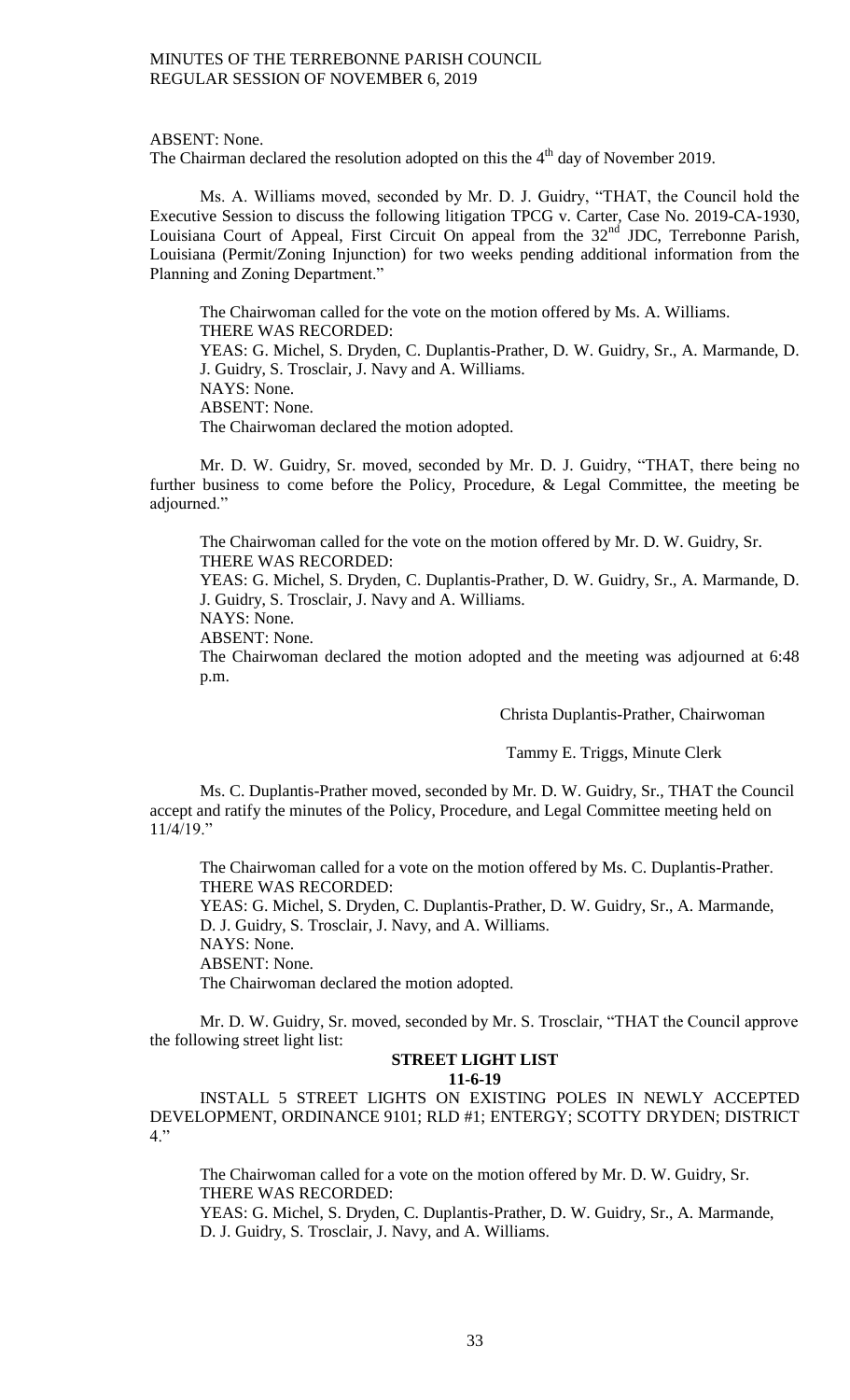ABSENT: None.
The Chairman declared the resolution adopted on this the 4th day of November 2019.

Ms. A. Williams moved, seconded by Mr. D. J. Guidry, "THAT, the Council hold the Executive Session to discuss the following litigation TPCG v. Carter, Case No. 2019-CA-1930, Louisiana Court of Appeal, First Circuit On appeal from the 32nd JDC, Terrebonne Parish, Louisiana (Permit/Zoning Injunction) for two weeks pending additional information from the Planning and Zoning Department."

The Chairwoman called for the vote on the motion offered by Ms. A. Williams.
THERE WAS RECORDED:
YEAS: G. Michel, S. Dryden, C. Duplantis-Prather, D. W. Guidry, Sr., A. Marmande, D. J. Guidry, S. Trosclair, J. Navy and A. Williams.
NAYS: None.
ABSENT: None.
The Chairwoman declared the motion adopted.

Mr. D. W. Guidry, Sr. moved, seconded by Mr. D. J. Guidry, "THAT, there being no further business to come before the Policy, Procedure, & Legal Committee, the meeting be adjourned."

The Chairwoman called for the vote on the motion offered by Mr. D. W. Guidry, Sr.
THERE WAS RECORDED:
YEAS: G. Michel, S. Dryden, C. Duplantis-Prather, D. W. Guidry, Sr., A. Marmande, D. J. Guidry, S. Trosclair, J. Navy and A. Williams.
NAYS: None.
ABSENT: None.
The Chairwoman declared the motion adopted and the meeting was adjourned at 6:48 p.m.

Christa Duplantis-Prather, Chairwoman

Tammy E. Triggs, Minute Clerk

Ms. C. Duplantis-Prather moved, seconded by Mr. D. W. Guidry, Sr., THAT the Council accept and ratify the minutes of the Policy, Procedure, and Legal Committee meeting held on 11/4/19."

The Chairwoman called for a vote on the motion offered by Ms. C. Duplantis-Prather.
THERE WAS RECORDED:
YEAS: G. Michel, S. Dryden, C. Duplantis-Prather, D. W. Guidry, Sr., A. Marmande, D. J. Guidry, S. Trosclair, J. Navy, and A. Williams.
NAYS: None.
ABSENT: None.
The Chairwoman declared the motion adopted.

Mr. D. W. Guidry, Sr. moved, seconded by Mr. S. Trosclair, "THAT the Council approve the following street light list:

**STREET LIGHT LIST**
**11-6-19**

INSTALL 5 STREET LIGHTS ON EXISTING POLES IN NEWLY ACCEPTED DEVELOPMENT, ORDINANCE 9101; RLD #1; ENTERGY; SCOTTY DRYDEN; DISTRICT 4."

The Chairwoman called for a vote on the motion offered by Mr. D. W. Guidry, Sr.
THERE WAS RECORDED:
YEAS: G. Michel, S. Dryden, C. Duplantis-Prather, D. W. Guidry, Sr., A. Marmande, D. J. Guidry, S. Trosclair, J. Navy, and A. Williams.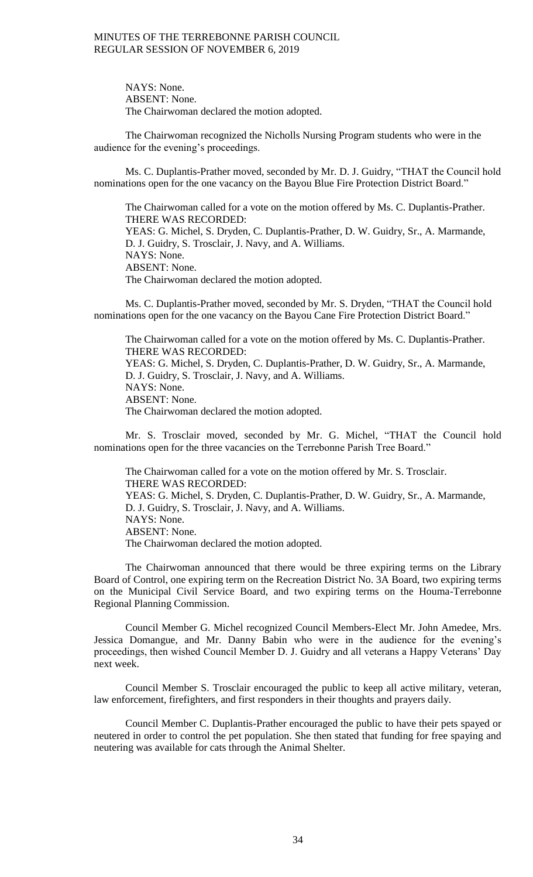NAYS: None.
ABSENT: None.
The Chairwoman declared the motion adopted.

The Chairwoman recognized the Nicholls Nursing Program students who were in the audience for the evening's proceedings.

Ms. C. Duplantis-Prather moved, seconded by Mr. D. J. Guidry, "THAT the Council hold nominations open for the one vacancy on the Bayou Blue Fire Protection District Board."

The Chairwoman called for a vote on the motion offered by Ms. C. Duplantis-Prather.
THERE WAS RECORDED:
YEAS: G. Michel, S. Dryden, C. Duplantis-Prather, D. W. Guidry, Sr., A. Marmande, D. J. Guidry, S. Trosclair, J. Navy, and A. Williams.
NAYS: None.
ABSENT: None.
The Chairwoman declared the motion adopted.

Ms. C. Duplantis-Prather moved, seconded by Mr. S. Dryden, "THAT the Council hold nominations open for the one vacancy on the Bayou Cane Fire Protection District Board."

The Chairwoman called for a vote on the motion offered by Ms. C. Duplantis-Prather.
THERE WAS RECORDED:
YEAS: G. Michel, S. Dryden, C. Duplantis-Prather, D. W. Guidry, Sr., A. Marmande, D. J. Guidry, S. Trosclair, J. Navy, and A. Williams.
NAYS: None.
ABSENT: None.
The Chairwoman declared the motion adopted.

Mr. S. Trosclair moved, seconded by Mr. G. Michel, "THAT the Council hold nominations open for the three vacancies on the Terrebonne Parish Tree Board."

The Chairwoman called for a vote on the motion offered by Mr. S. Trosclair.
THERE WAS RECORDED:
YEAS: G. Michel, S. Dryden, C. Duplantis-Prather, D. W. Guidry, Sr., A. Marmande, D. J. Guidry, S. Trosclair, J. Navy, and A. Williams.
NAYS: None.
ABSENT: None.
The Chairwoman declared the motion adopted.

The Chairwoman announced that there would be three expiring terms on the Library Board of Control, one expiring term on the Recreation District No. 3A Board, two expiring terms on the Municipal Civil Service Board, and two expiring terms on the Houma-Terrebonne Regional Planning Commission.

Council Member G. Michel recognized Council Members-Elect Mr. John Amedee, Mrs. Jessica Domangue, and Mr. Danny Babin who were in the audience for the evening's proceedings, then wished Council Member D. J. Guidry and all veterans a Happy Veterans' Day next week.

Council Member S. Trosclair encouraged the public to keep all active military, veteran, law enforcement, firefighters, and first responders in their thoughts and prayers daily.

Council Member C. Duplantis-Prather encouraged the public to have their pets spayed or neutered in order to control the pet population. She then stated that funding for free spaying and neutering was available for cats through the Animal Shelter.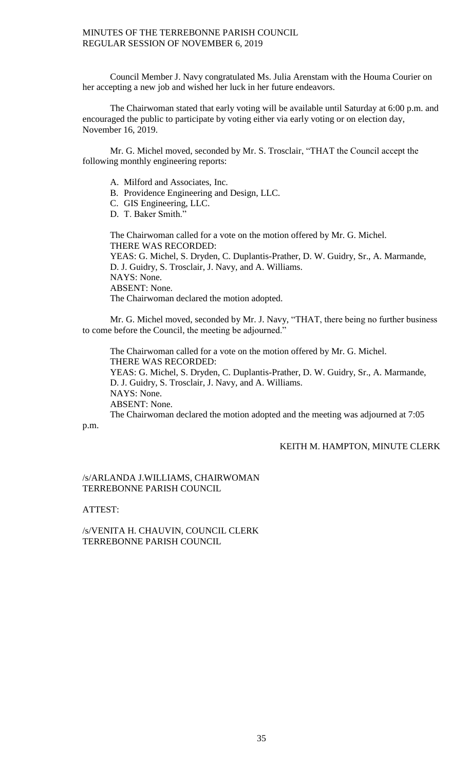Council Member J. Navy congratulated Ms. Julia Arenstam with the Houma Courier on her accepting a new job and wished her luck in her future endeavors.

The Chairwoman stated that early voting will be available until Saturday at 6:00 p.m. and encouraged the public to participate by voting either via early voting or on election day, November 16, 2019.

Mr. G. Michel moved, seconded by Mr. S. Trosclair, "THAT the Council accept the following monthly engineering reports:

A. Milford and Associates, Inc.
B. Providence Engineering and Design, LLC.
C. GIS Engineering, LLC.
D. T. Baker Smith."

The Chairwoman called for a vote on the motion offered by Mr. G. Michel.
THERE WAS RECORDED:
YEAS: G. Michel, S. Dryden, C. Duplantis-Prather, D. W. Guidry, Sr., A. Marmande, D. J. Guidry, S. Trosclair, J. Navy, and A. Williams.
NAYS: None.
ABSENT: None.
The Chairwoman declared the motion adopted.

Mr. G. Michel moved, seconded by Mr. J. Navy, "THAT, there being no further business to come before the Council, the meeting be adjourned."

The Chairwoman called for a vote on the motion offered by Mr. G. Michel.
THERE WAS RECORDED:
YEAS: G. Michel, S. Dryden, C. Duplantis-Prather, D. W. Guidry, Sr., A. Marmande, D. J. Guidry, S. Trosclair, J. Navy, and A. Williams.
NAYS: None.
ABSENT: None.
The Chairwoman declared the motion adopted and the meeting was adjourned at 7:05 p.m.

KEITH M. HAMPTON, MINUTE CLERK

/s/ARLANDA J.WILLIAMS, CHAIRWOMAN
TERREBONNE PARISH COUNCIL

ATTEST:

/s/VENITA H. CHAUVIN, COUNCIL CLERK
TERREBONNE PARISH COUNCIL